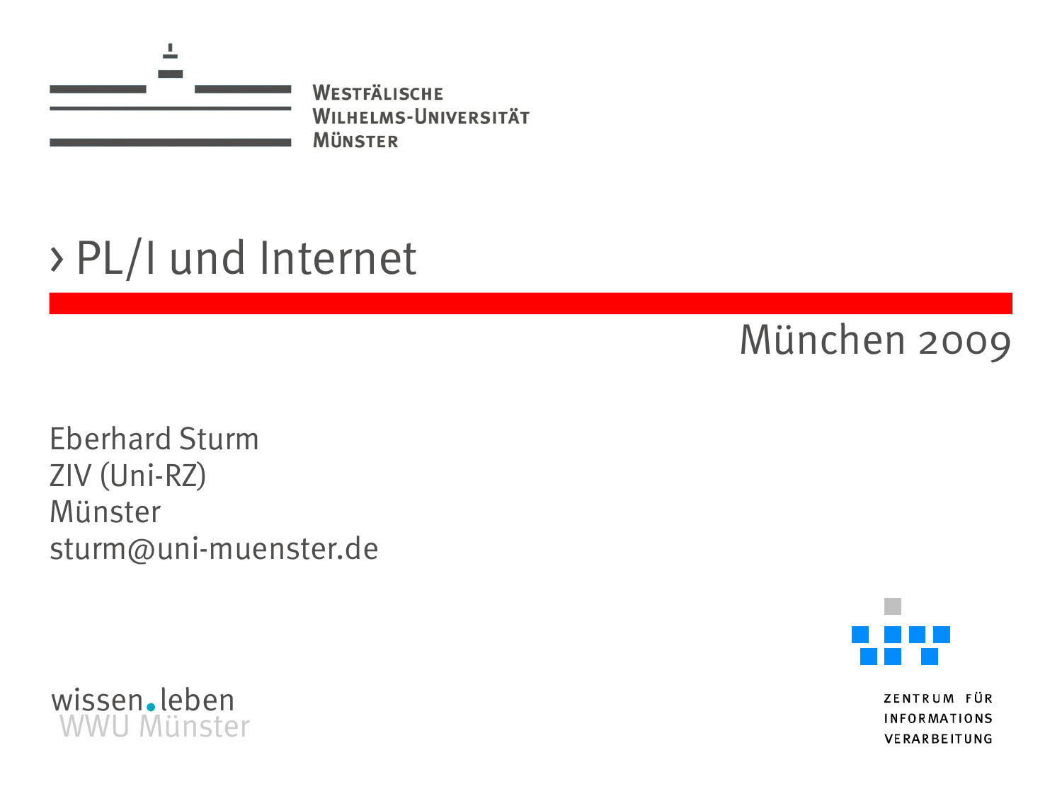Westfälische Wilhelms-Universität Münster

# › PL/I und Internet

München 2009

Eberhard Sturm
ZIV (Uni-RZ)
Münster
sturm@uni-muenster.de

wissen.leben
WWU Münster

Zentrum für Informationsverarbeitung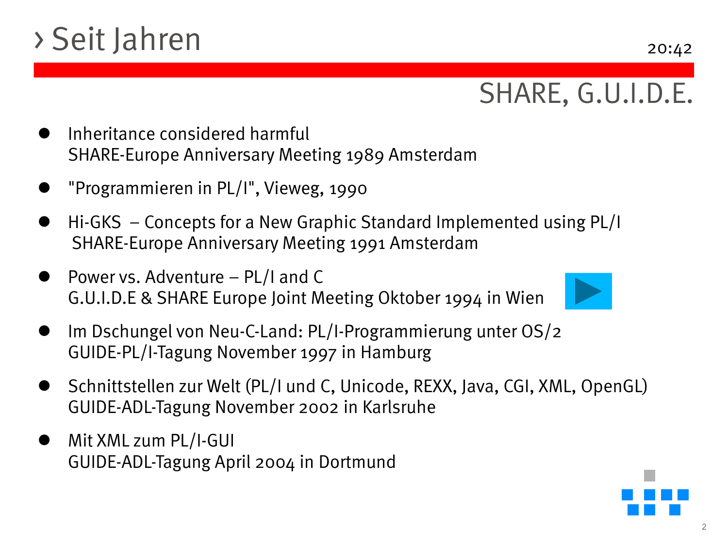# › Seit Jahren

## SHARE, G.U.I.D.E.

- Inheritance considered harmful
  SHARE-Europe Anniversary Meeting 1989 Amsterdam
- "Programmieren in PL/I", Vieweg, 1990
- Hi-GKS – Concepts for a New Graphic Standard Implemented using PL/I
  SHARE-Europe Anniversary Meeting 1991 Amsterdam
- Power vs. Adventure – PL/I and C
  G.U.I.D.E & SHARE Europe Joint Meeting Oktober 1994 in Wien
- Im Dschungel von Neu-C-Land: PL/I-Programmierung unter OS/2
  GUIDE-PL/I-Tagung November 1997 in Hamburg
- Schnittstellen zur Welt (PL/I und C, Unicode, REXX, Java, CGI, XML, OpenGL)
  GUIDE-ADL-Tagung November 2002 in Karlsruhe
- Mit XML zum PL/I-GUI
  GUIDE-ADL-Tagung April 2004 in Dortmund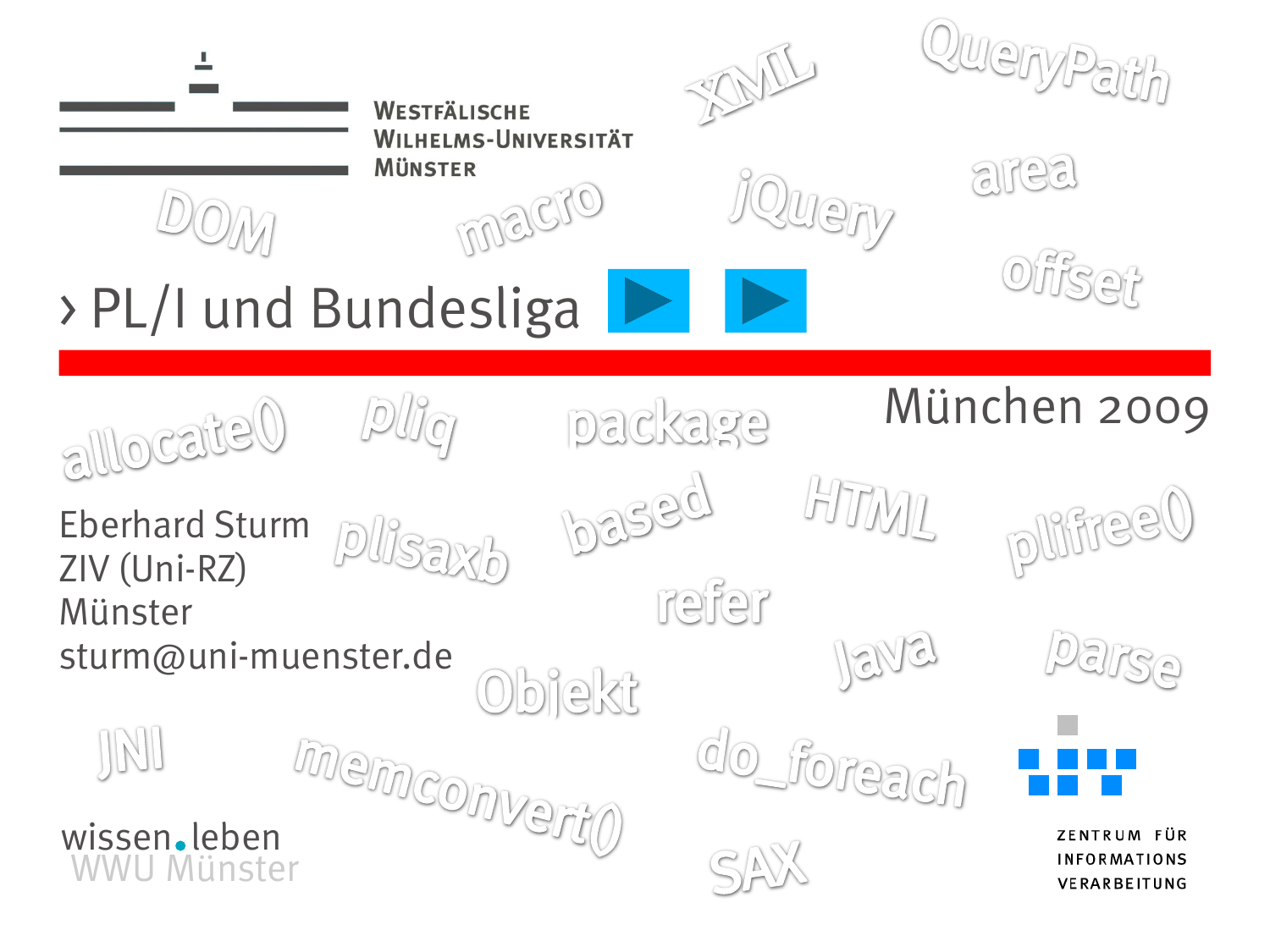Westfälische Wilhelms-Universität Münster

# › PL/I und Bundesliga

München 2009

Eberhard Sturm
ZIV (Uni-RZ)
Münster
sturm@uni-muenster.de

XML QueryPath area jQuery DOM macro offset allocate() pliq package based HTML plifree() plisaxb refer Java parse Objekt JNI memconvert() do_foreach SAX

wissen.leben
WWU Münster

Zentrum für Informationsverarbeitung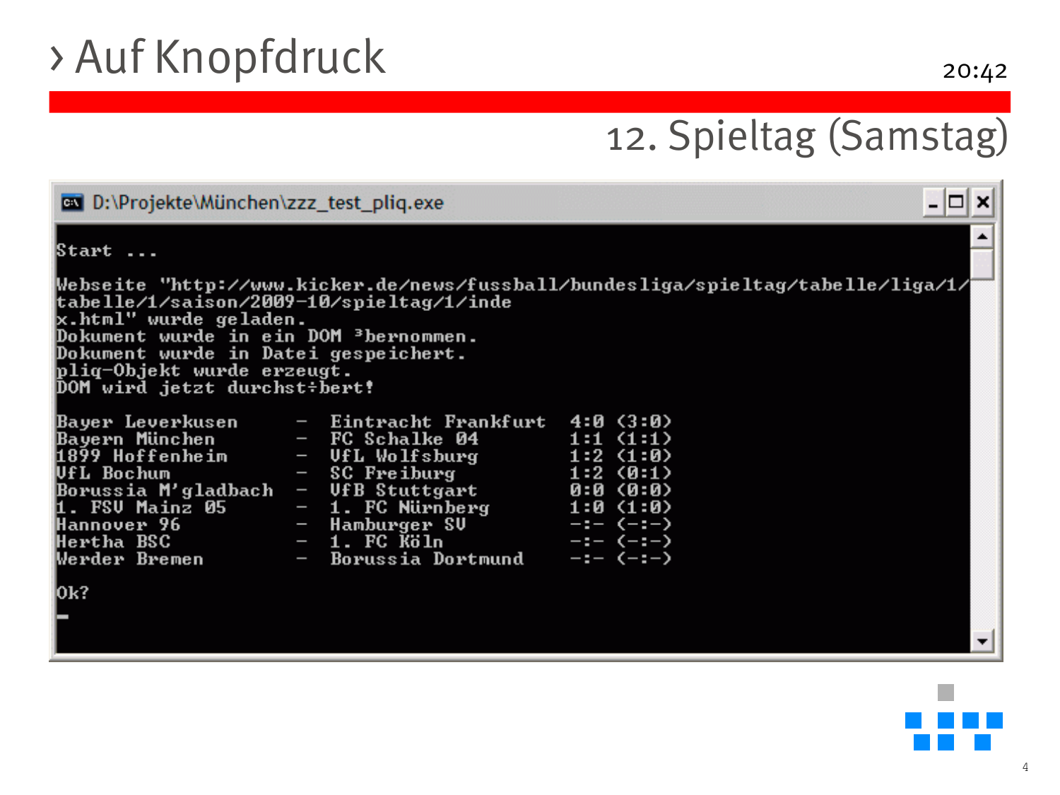# › Auf Knopfdruck

20:42

## 12. Spieltag (Samstag)

D:\Projekte\München\zzz_test_pliq.exe

```
Start ...

Webseite "http://www.kicker.de/news/fussball/bundesliga/spieltag/tabelle/liga/1/
tabelle/1/saison/2009-10/spieltag/1/inde
x.html" wurde geladen.
Dokument wurde in ein DOM ³bernommen.
Dokument wurde in Datei gespeichert.
pliq-Objekt wurde erzeugt.
DOM wird jetzt durchst÷bert!

Bayer Leverkusen      -  Eintracht Frankfurt  4:0 (3:0)
Bayern München        -  FC Schalke 04        1:1 (1:1)
1899 Hoffenheim       -  VfL Wolfsburg        1:2 (1:0)
VfL Bochum            -  SC Freiburg          1:2 (0:1)
Borussia M'gladbach   -  VfB Stuttgart        0:0 (0:0)
1. FSV Mainz 05       -  1. FC Nürnberg       1:0 (1:0)
Hannover 96           -  Hamburger SV         -:- (-:-)
Hertha BSC            -  1. FC Köln           -:- (-:-)
Werder Bremen         -  Borussia Dortmund    -:- (-:-)

Ok?
_
```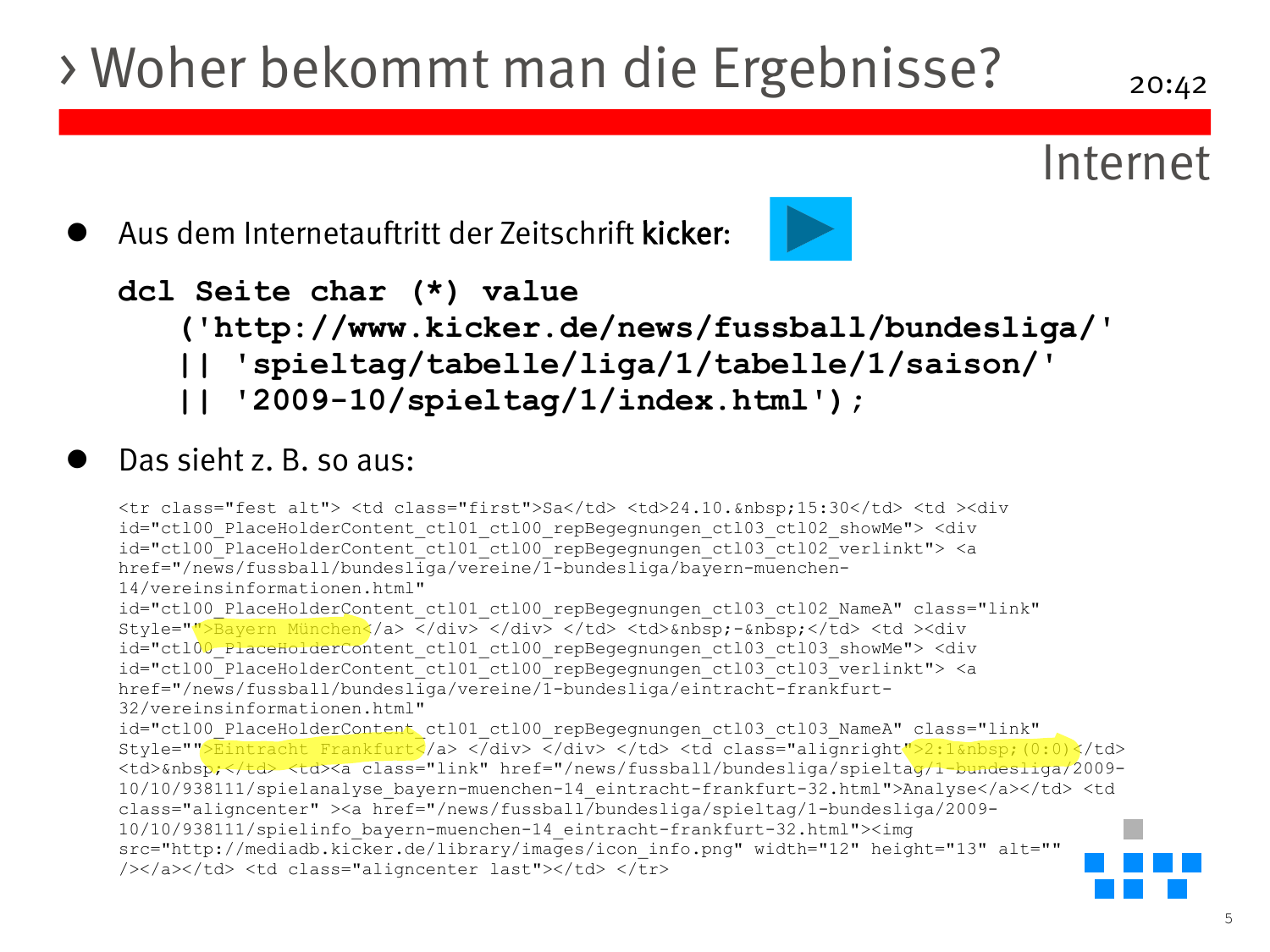# › Woher bekommt man die Ergebnisse?

20:42

## Internet

- Aus dem Internetauftritt der Zeitschrift **kicker**:

```
dcl Seite char (*) value
   ('http://www.kicker.de/news/fussball/bundesliga/'
   || 'spieltag/tabelle/liga/1/tabelle/1/saison/'
   || '2009-10/spieltag/1/index.html');
```

- Das sieht z. B. so aus:

```
<tr class="fest alt"> <td class="first">Sa</td> <td>24.10.&nbsp;15:30</td> <td ><div
id="ctl00_PlaceHolderContent_ctl01_ctl00_repBegegnungen_ctl03_ctl02_showMe"> <div
id="ctl00_PlaceHolderContent_ctl01_ctl00_repBegegnungen_ctl03_ctl02_verlinkt"> <a
href="/news/fussball/bundesliga/vereine/1-bundesliga/bayern-muenchen-
14/vereinsinformationen.html"
id="ctl00_PlaceHolderContent_ctl01_ctl00_repBegegnungen_ctl03_ctl02_NameA" class="link"
Style="">Bayern München</a> </div> </div> </td> <td>&nbsp;-&nbsp;</td> <td ><div
id="ctl00_PlaceHolderContent_ctl01_ctl00_repBegegnungen_ctl03_ctl03_showMe"> <div
id="ctl00_PlaceHolderContent_ctl01_ctl00_repBegegnungen_ctl03_ctl03_verlinkt"> <a
href="/news/fussball/bundesliga/vereine/1-bundesliga/eintracht-frankfurt-
32/vereinsinformationen.html"
id="ctl00_PlaceHolderContent_ctl01_ctl00_repBegegnungen_ctl03_ctl03_NameA" class="link"
Style="">Eintracht Frankfurt</a> </div> </div> </td> <td class="alignright">2:1&nbsp;(0:0)</td>
<td>&nbsp;</td> <td><a class="link" href="/news/fussball/bundesliga/spieltag/1-bundesliga/2009-
10/10/938111/spielanalyse_bayern-muenchen-14_eintracht-frankfurt-32.html">Analyse</a></td> <td
class="aligncenter" ><a href="/news/fussball/bundesliga/spieltag/1-bundesliga/2009-
10/10/938111/spielinfo_bayern-muenchen-14_eintracht-frankfurt-32.html"><img
src="http://mediadb.kicker.de/library/images/icon_info.png" width="12" height="13" alt=""
/></a></td> <td class="aligncenter last"></td> </tr>
```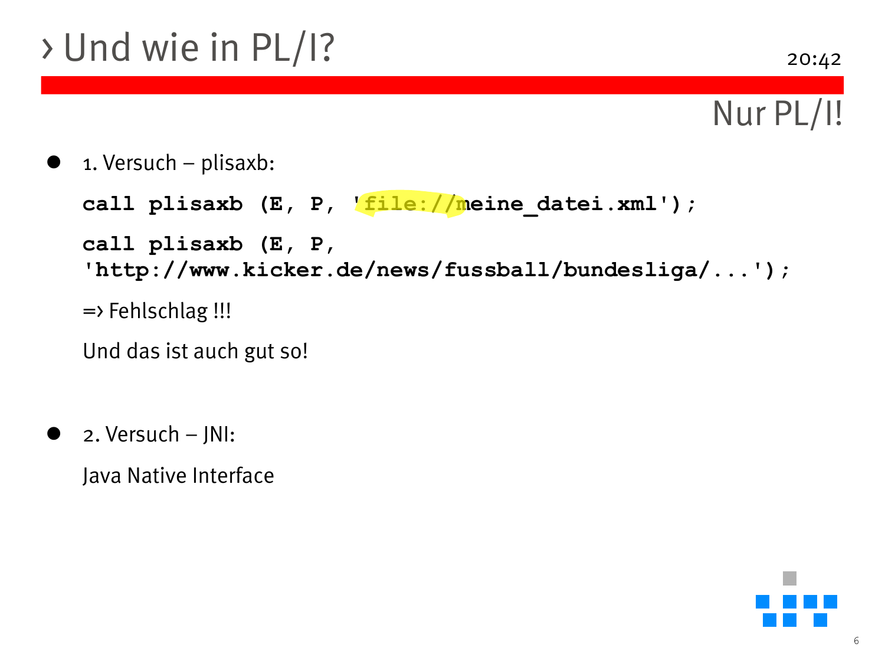# › Und wie in PL/I?

20:42

Nur PL/I!

- 1. Versuch – plisaxb:

  ```
  call plisaxb (E, P, 'file://meine_datei.xml');
  ```

  ```
  call plisaxb (E, P,
  'http://www.kicker.de/news/fussball/bundesliga/...');
  ```

  => Fehlschlag !!!

  Und das ist auch gut so!

- 2. Versuch – JNI:

  Java Native Interface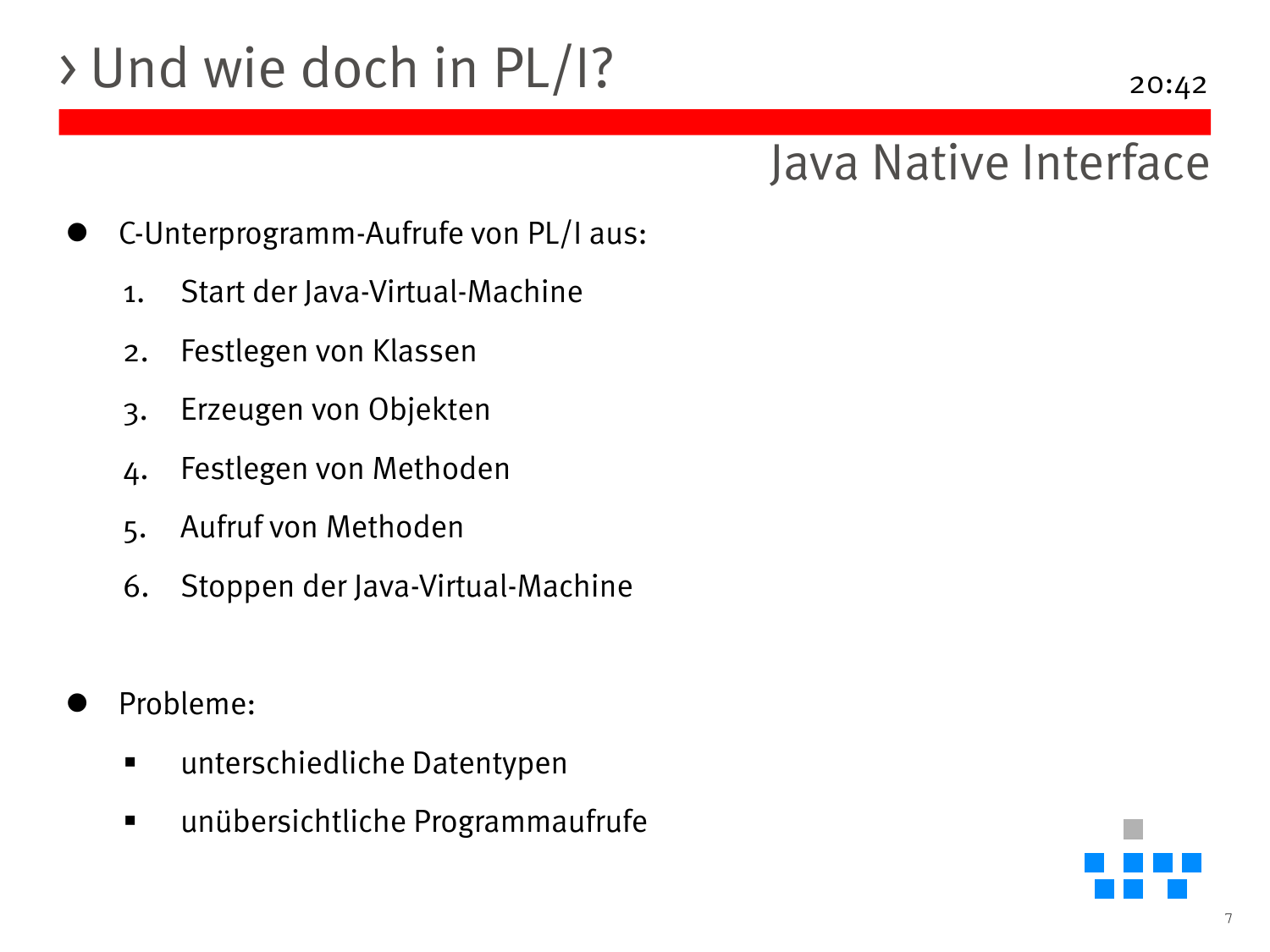# › Und wie doch in PL/I?

## Java Native Interface

- C-Unterprogramm-Aufrufe von PL/I aus:
  1. Start der Java-Virtual-Machine
  2. Festlegen von Klassen
  3. Erzeugen von Objekten
  4. Festlegen von Methoden
  5. Aufruf von Methoden
  6. Stoppen der Java-Virtual-Machine

- Probleme:
  - unterschiedliche Datentypen
  - unübersichtliche Programmaufrufe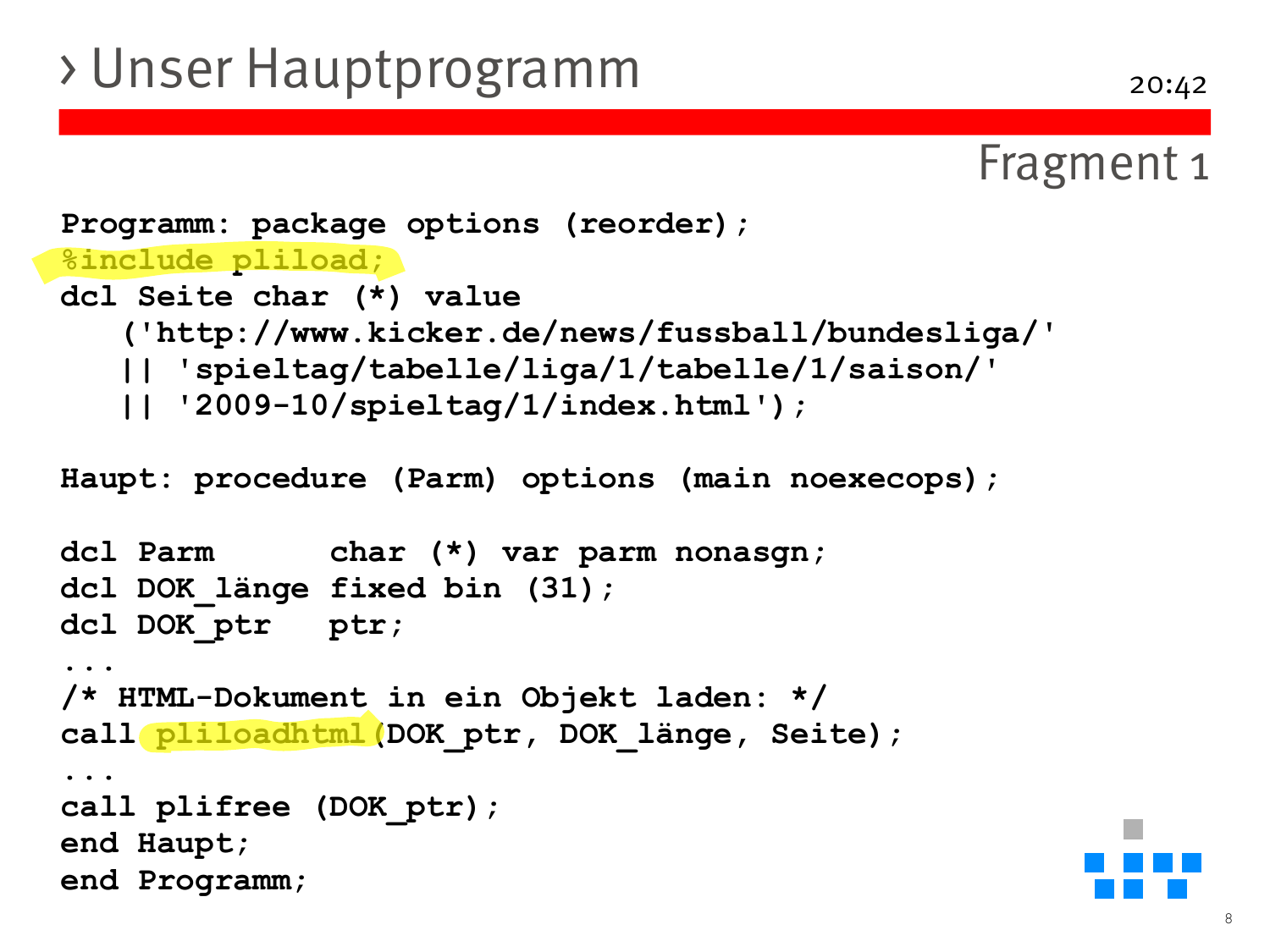# › Unser Hauptprogramm

20:42

Fragment 1

```
Programm: package options (reorder);
%include pliload;
dcl Seite char (*) value
   ('http://www.kicker.de/news/fussball/bundesliga/'
   || 'spieltag/tabelle/liga/1/tabelle/1/saison/'
   || '2009-10/spieltag/1/index.html');

Haupt: procedure (Parm) options (main noexecops);

dcl Parm      char (*) var parm nonasgn;
dcl DOK_länge fixed bin (31);
dcl DOK_ptr   ptr;
...
/* HTML-Dokument in ein Objekt laden: */
call pliloadhtml(DOK_ptr, DOK_länge, Seite);
...
call plifree (DOK_ptr);
end Haupt;
end Programm;
```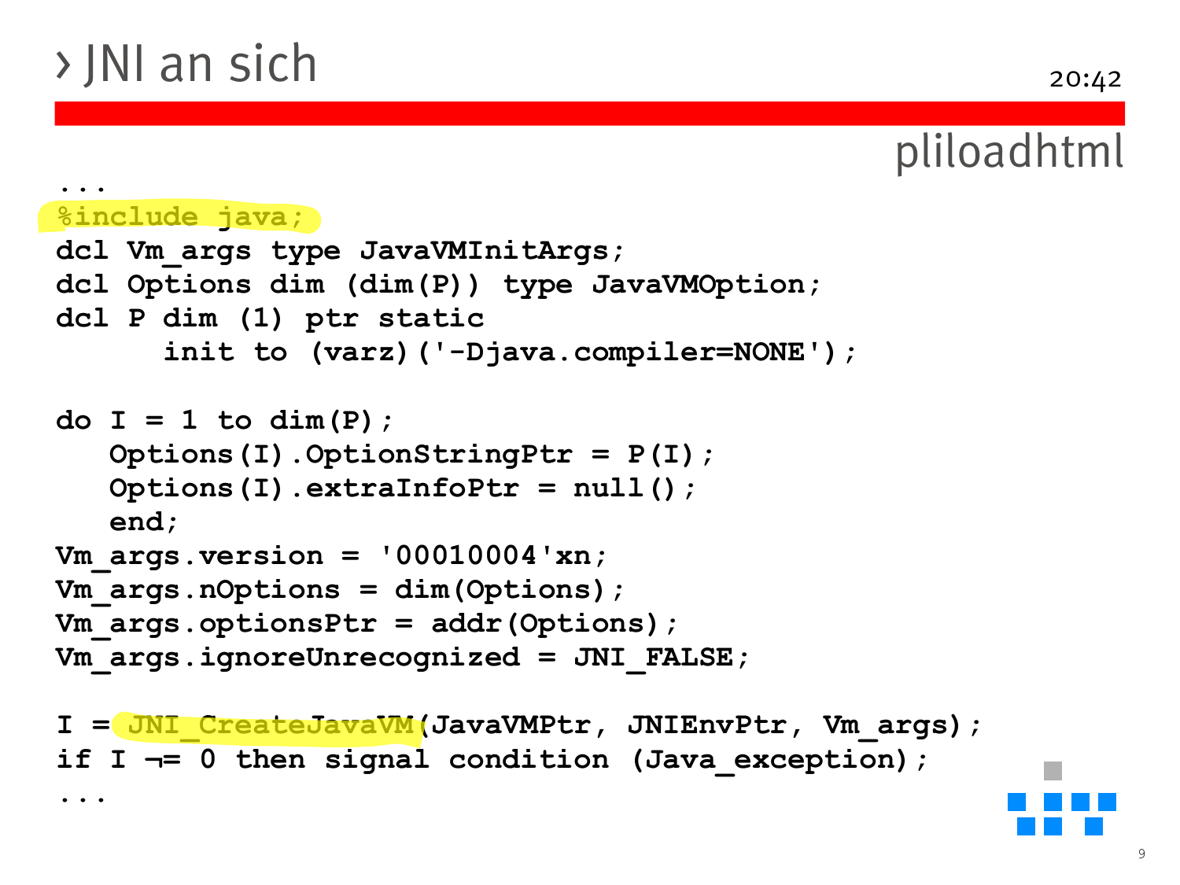# › JNI an sich

pliloadhtml

```
...
%include java;
dcl Vm_args type JavaVMInitArgs;
dcl Options dim (dim(P)) type JavaVMOption;
dcl P dim (1) ptr static
      init to (varz)('-Djava.compiler=NONE');

do I = 1 to dim(P);
   Options(I).OptionStringPtr = P(I);
   Options(I).extraInfoPtr = null();
   end;
Vm_args.version = '00010004'xn;
Vm_args.nOptions = dim(Options);
Vm_args.optionsPtr = addr(Options);
Vm_args.ignoreUnrecognized = JNI_FALSE;

I = JNI_CreateJavaVM(JavaVMPtr, JNIEnvPtr, Vm_args);
if I ¬= 0 then signal condition (Java_exception);
...
```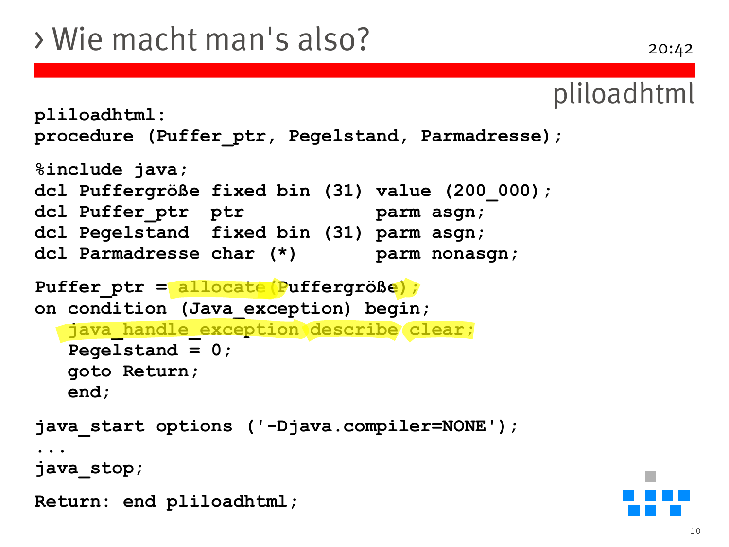# › Wie macht man's also?

20:42

pliloadhtml

```
pliloadhtml:
procedure (Puffer_ptr, Pegelstand, Parmadresse);

%include java;
dcl Puffergröße fixed bin (31) value (200_000);
dcl Puffer_ptr  ptr            parm asgn;
dcl Pegelstand  fixed bin (31) parm asgn;
dcl Parmadresse char (*)       parm nonasgn;

Puffer_ptr = allocate(Puffergröße);
on condition (Java_exception) begin;
   java_handle_exception describe clear;
   Pegelstand = 0;
   goto Return;
   end;

java_start options ('-Djava.compiler=NONE');
...
java_stop;

Return: end pliloadhtml;
```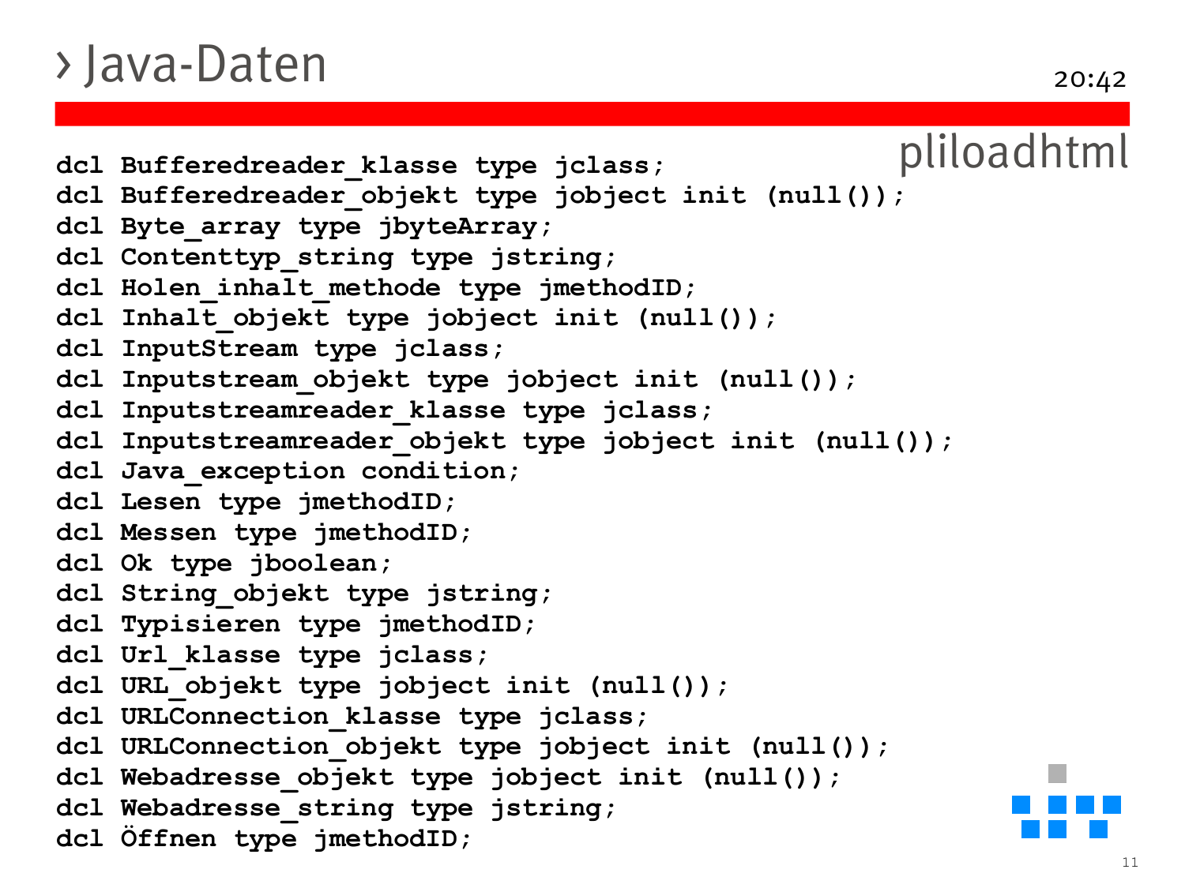# › Java-Daten

pliloadhtml

```
dcl Bufferedreader_klasse type jclass;
dcl Bufferedreader_objekt type jobject init (null());
dcl Byte_array type jbyteArray;
dcl Contenttyp_string type jstring;
dcl Holen_inhalt_methode type jmethodID;
dcl Inhalt_objekt type jobject init (null());
dcl InputStream type jclass;
dcl Inputstream_objekt type jobject init (null());
dcl Inputstreamreader_klasse type jclass;
dcl Inputstreamreader_objekt type jobject init (null());
dcl Java_exception condition;
dcl Lesen type jmethodID;
dcl Messen type jmethodID;
dcl Ok type jboolean;
dcl String_objekt type jstring;
dcl Typisieren type jmethodID;
dcl Url_klasse type jclass;
dcl URL_objekt type jobject init (null());
dcl URLConnection_klasse type jclass;
dcl URLConnection_objekt type jobject init (null());
dcl Webadresse_objekt type jobject init (null());
dcl Webadresse_string type jstring;
dcl Öffnen type jmethodID;
```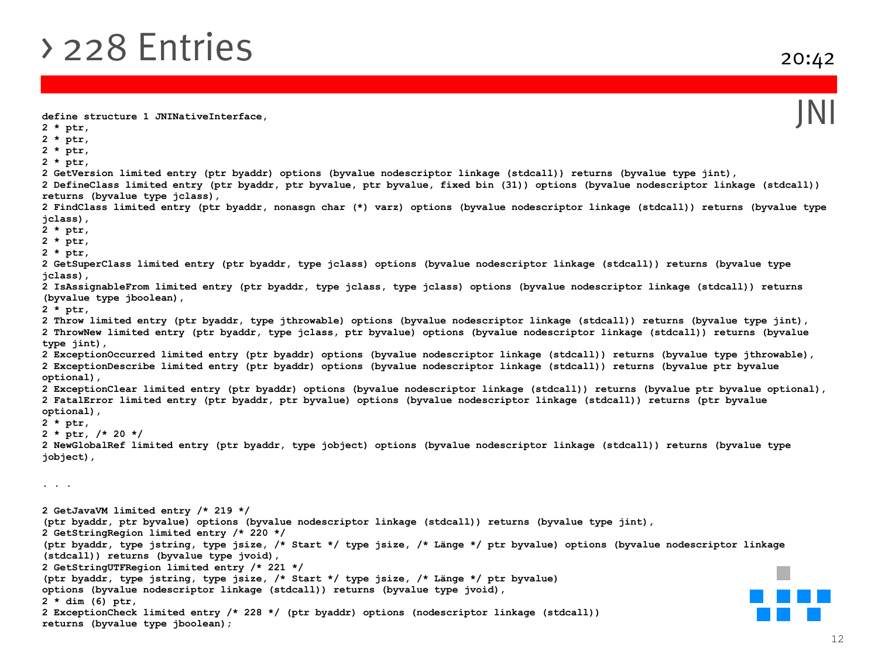# › 228 Entries

20:42

JNI

```
define structure 1 JNINativeInterface,
2 * ptr,
2 * ptr,
2 * ptr,
2 * ptr,
2 GetVersion limited entry (ptr byaddr) options (byvalue nodescriptor linkage (stdcall)) returns (byvalue type jint),
2 DefineClass limited entry (ptr byaddr, ptr byvalue, ptr byvalue, fixed bin (31)) options (byvalue nodescriptor linkage (stdcall))
returns (byvalue type jclass),
2 FindClass limited entry (ptr byaddr, nonasgn char (*) varz) options (byvalue nodescriptor linkage (stdcall)) returns (byvalue type
jclass),
2 * ptr,
2 * ptr,
2 * ptr,
2 GetSuperClass limited entry (ptr byaddr, type jclass) options (byvalue nodescriptor linkage (stdcall)) returns (byvalue type
jclass),
2 IsAssignableFrom limited entry (ptr byaddr, type jclass, type jclass) options (byvalue nodescriptor linkage (stdcall)) returns
(byvalue type jboolean),
2 * ptr,
2 Throw limited entry (ptr byaddr, type jthrowable) options (byvalue nodescriptor linkage (stdcall)) returns (byvalue type jint),
2 ThrowNew limited entry (ptr byaddr, type jclass, ptr byvalue) options (byvalue nodescriptor linkage (stdcall)) returns (byvalue
type jint),
2 ExceptionOccurred limited entry (ptr byaddr) options (byvalue nodescriptor linkage (stdcall)) returns (byvalue type jthrowable),
2 ExceptionDescribe limited entry (ptr byaddr) options (byvalue nodescriptor linkage (stdcall)) returns (byvalue ptr byvalue
optional),
2 ExceptionClear limited entry (ptr byaddr) options (byvalue nodescriptor linkage (stdcall)) returns (byvalue ptr byvalue optional),
2 FatalError limited entry (ptr byaddr, ptr byvalue) options (byvalue nodescriptor linkage (stdcall)) returns (ptr byvalue
optional),
2 * ptr,
2 * ptr, /* 20 */
2 NewGlobalRef limited entry (ptr byaddr, type jobject) options (byvalue nodescriptor linkage (stdcall)) returns (byvalue type
jobject),

. . .

2 GetJavaVM limited entry /* 219 */
(ptr byaddr, ptr byvalue) options (byvalue nodescriptor linkage (stdcall)) returns (byvalue type jint),
2 GetStringRegion limited entry /* 220 */
(ptr byaddr, type jstring, type jsize, /* Start */ type jsize, /* Länge */ ptr byvalue) options (byvalue nodescriptor linkage
(stdcall)) returns (byvalue type jvoid),
2 GetStringUTFRegion limited entry /* 221 */
(ptr byaddr, type jstring, type jsize, /* Start */ type jsize, /* Länge */ ptr byvalue)
options (byvalue nodescriptor linkage (stdcall)) returns (byvalue type jvoid),
2 * dim (6) ptr,
2 ExceptionCheck limited entry /* 228 */ (ptr byaddr) options (nodescriptor linkage (stdcall))
returns (byvalue type jboolean);
```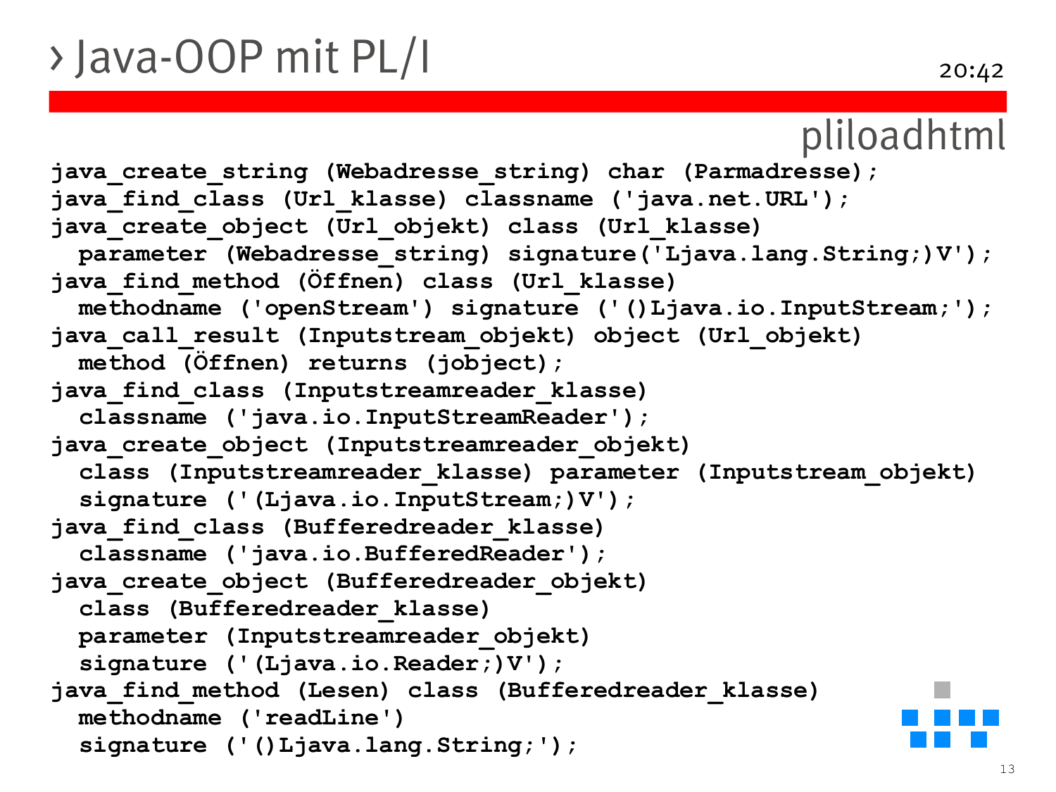# › Java-OOP mit PL/I

## pliloadhtml

```
java_create_string (Webadresse_string) char (Parmadresse);
java_find_class (Url_klasse) classname ('java.net.URL');
java_create_object (Url_objekt) class (Url_klasse)
  parameter (Webadresse_string) signature('Ljava.lang.String;)V');
java_find_method (Öffnen) class (Url_klasse)
  methodname ('openStream') signature ('()Ljava.io.InputStream;');
java_call_result (Inputstream_objekt) object (Url_objekt)
  method (Öffnen) returns (jobject);
java_find_class (Inputstreamreader_klasse)
  classname ('java.io.InputStreamReader');
java_create_object (Inputstreamreader_objekt)
  class (Inputstreamreader_klasse) parameter (Inputstream_objekt)
  signature ('(Ljava.io.InputStream;)V');
java_find_class (Bufferedreader_klasse)
  classname ('java.io.BufferedReader');
java_create_object (Bufferedreader_objekt)
  class (Bufferedreader_klasse)
  parameter (Inputstreamreader_objekt)
  signature ('(Ljava.io.Reader;)V');
java_find_method (Lesen) class (Bufferedreader_klasse)
  methodname ('readLine')
  signature ('()Ljava.lang.String;');
```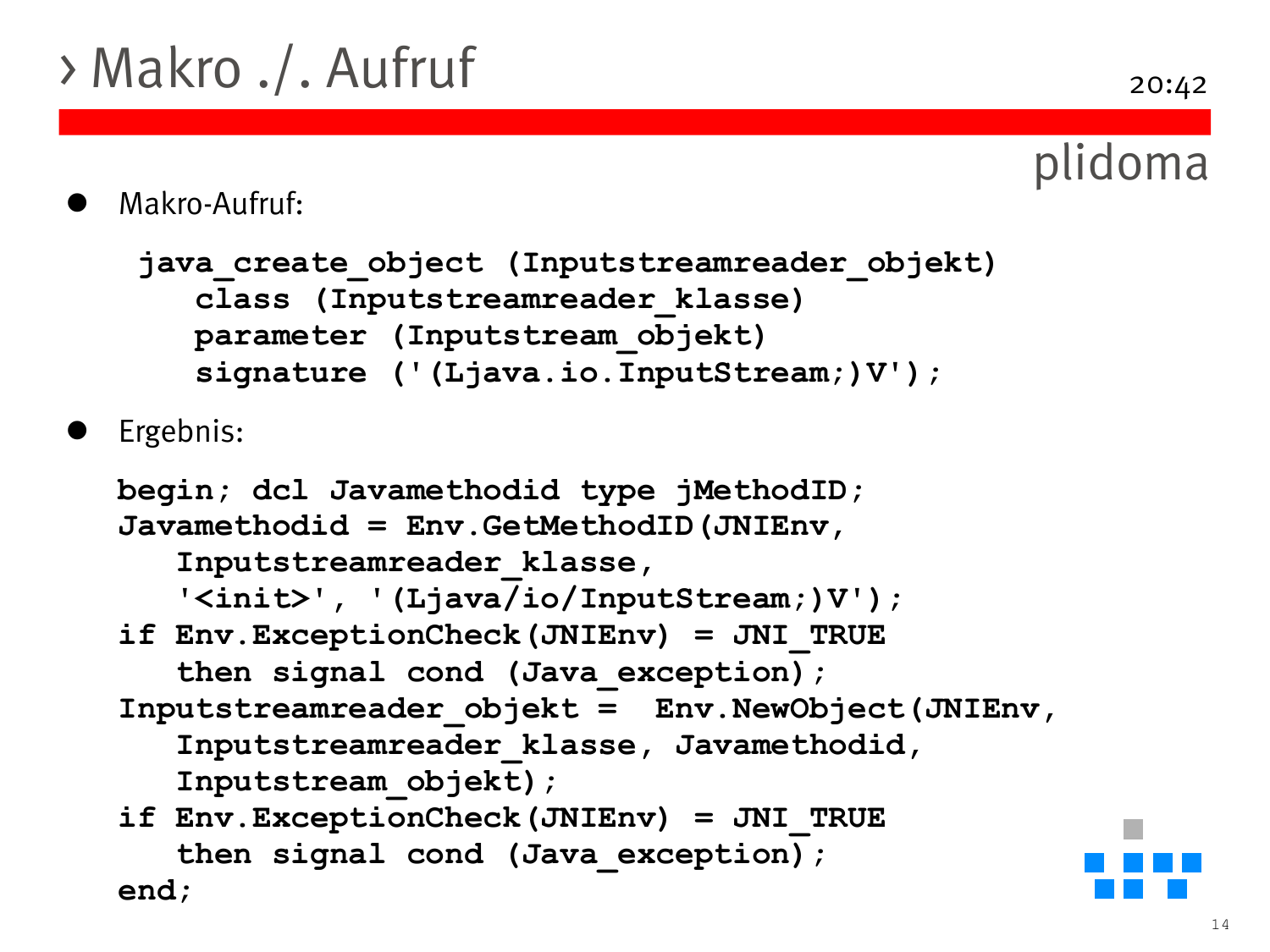# › Makro ./. Aufruf

- Makro-Aufruf:

```
java_create_object (Inputstreamreader_objekt)
   class (Inputstreamreader_klasse)
   parameter (Inputstream_objekt)
   signature ('(Ljava.io.InputStream;)V');
```

- Ergebnis:

```
begin; dcl Javamethodid type jMethodID;
Javamethodid = Env.GetMethodID(JNIEnv,
   Inputstreamreader_klasse,
   '<init>', '(Ljava/io/InputStream;)V');
if Env.ExceptionCheck(JNIEnv) = JNI_TRUE
   then signal cond (Java_exception);
Inputstreamreader_objekt =  Env.NewObject(JNIEnv,
   Inputstreamreader_klasse, Javamethodid,
   Inputstream_objekt);
if Env.ExceptionCheck(JNIEnv) = JNI_TRUE
   then signal cond (Java_exception);
end;
```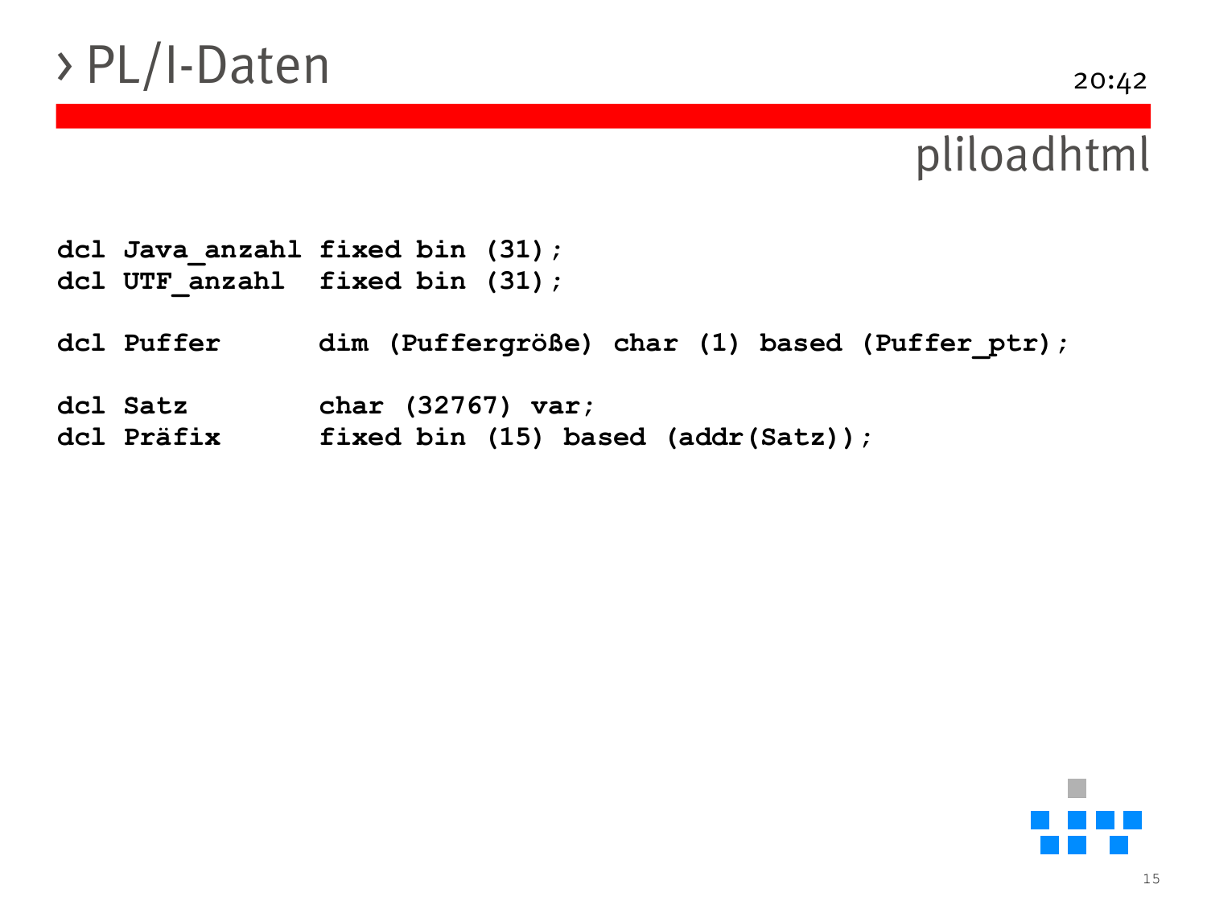# › PL/I-Daten

## pliloadhtml

```
dcl Java_anzahl fixed bin (31);
dcl UTF_anzahl  fixed bin (31);

dcl Puffer      dim (Puffergröße) char (1) based (Puffer_ptr);

dcl Satz        char (32767) var;
dcl Präfix      fixed bin (15) based (addr(Satz));
```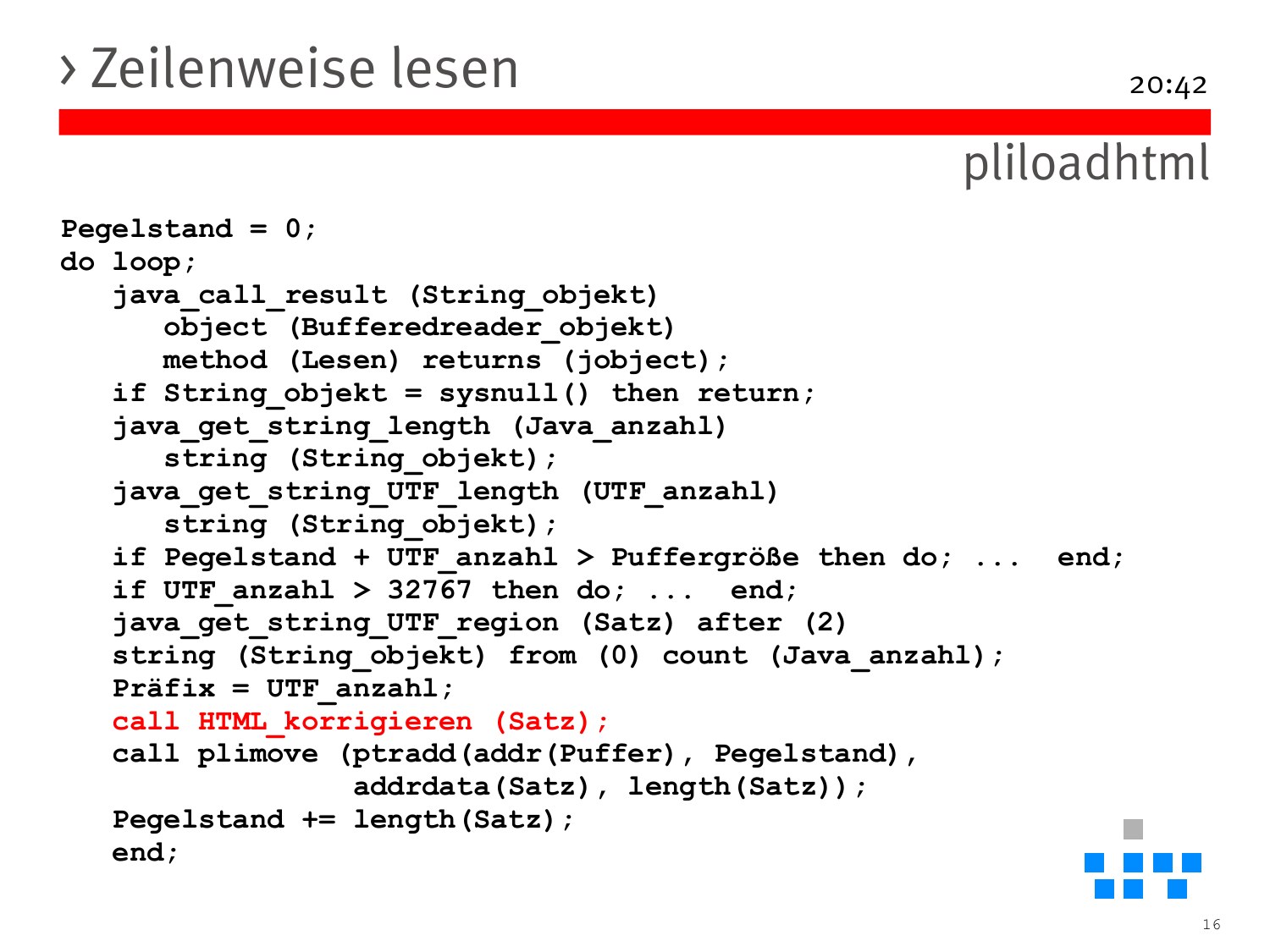# › Zeilenweise lesen

20:42

pliloadhtml

```
Pegelstand = 0;
do loop;
   java_call_result (String_objekt)
      object (Bufferedreader_objekt)
      method (Lesen) returns (jobject);
   if String_objekt = sysnull() then return;
   java_get_string_length (Java_anzahl)
      string (String_objekt);
   java_get_string_UTF_length (UTF_anzahl)
      string (String_objekt);
   if Pegelstand + UTF_anzahl > Puffergröße then do; ...  end;
   if UTF_anzahl > 32767 then do; ...  end;
   java_get_string_UTF_region (Satz) after (2)
   string (String_objekt) from (0) count (Java_anzahl);
   Präfix = UTF_anzahl;
   call HTML_korrigieren (Satz);
   call plimove (ptradd(addr(Puffer), Pegelstand),
                 addrdata(Satz), length(Satz));
   Pegelstand += length(Satz);
   end;
```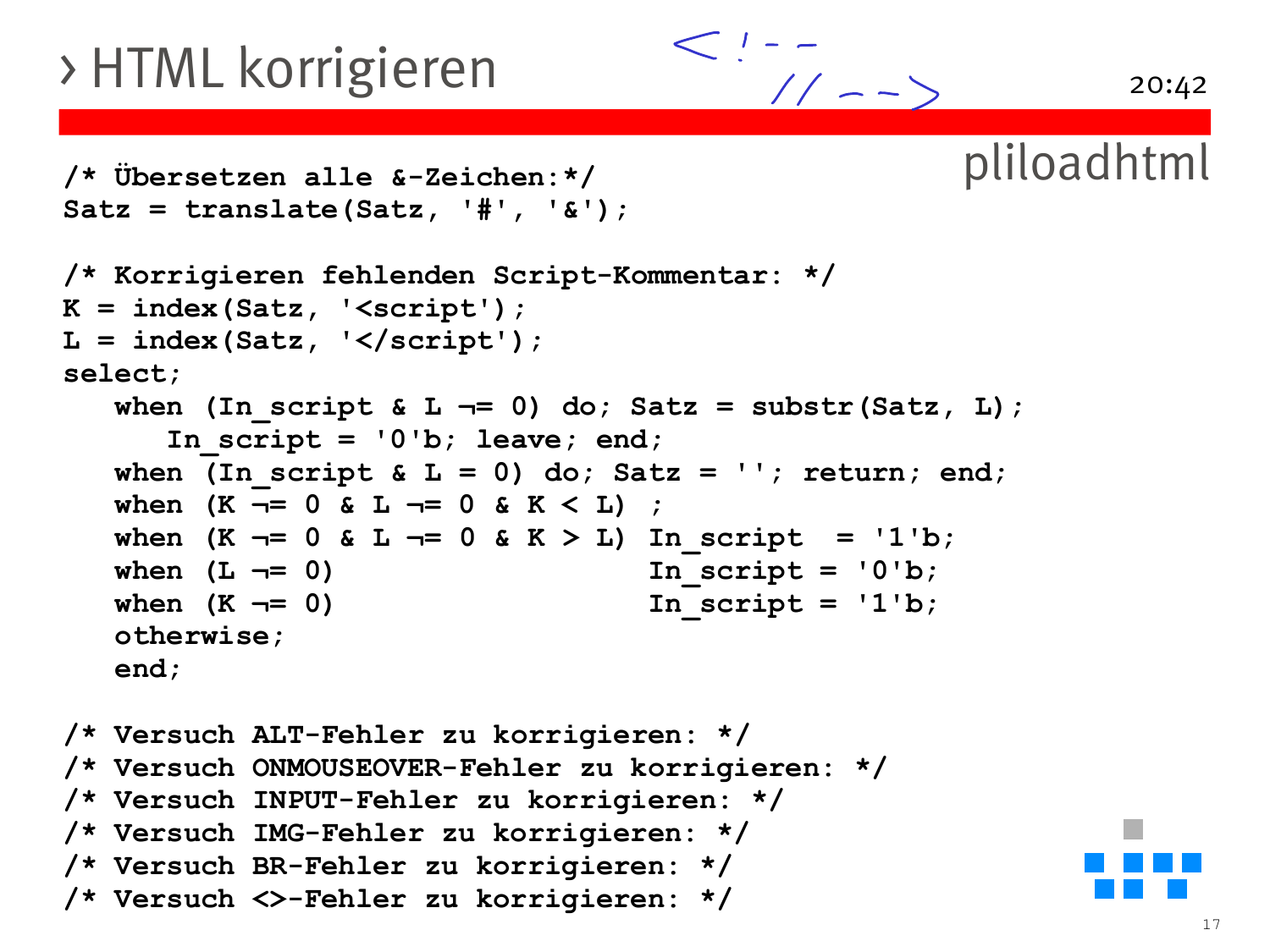# › HTML korrigieren

<!--

// -->

pliloadhtml

```
/* Übersetzen alle &-Zeichen:*/
Satz = translate(Satz, '#', '&');

/* Korrigieren fehlenden Script-Kommentar: */
K = index(Satz, '<script');
L = index(Satz, '</script');
select;
   when (In_script & L ¬= 0) do; Satz = substr(Satz, L);
      In_script = '0'b; leave; end;
   when (In_script & L = 0) do; Satz = ''; return; end;
   when (K ¬= 0 & L ¬= 0 & K < L) ;
   when (K ¬= 0 & L ¬= 0 & K > L) In_script  = '1'b;
   when (L ¬= 0)                  In_script = '0'b;
   when (K ¬= 0)                  In_script = '1'b;
   otherwise;
   end;

/* Versuch ALT-Fehler zu korrigieren: */
/* Versuch ONMOUSEOVER-Fehler zu korrigieren: */
/* Versuch INPUT-Fehler zu korrigieren: */
/* Versuch IMG-Fehler zu korrigieren: */
/* Versuch BR-Fehler zu korrigieren: */
/* Versuch <>-Fehler zu korrigieren: */
```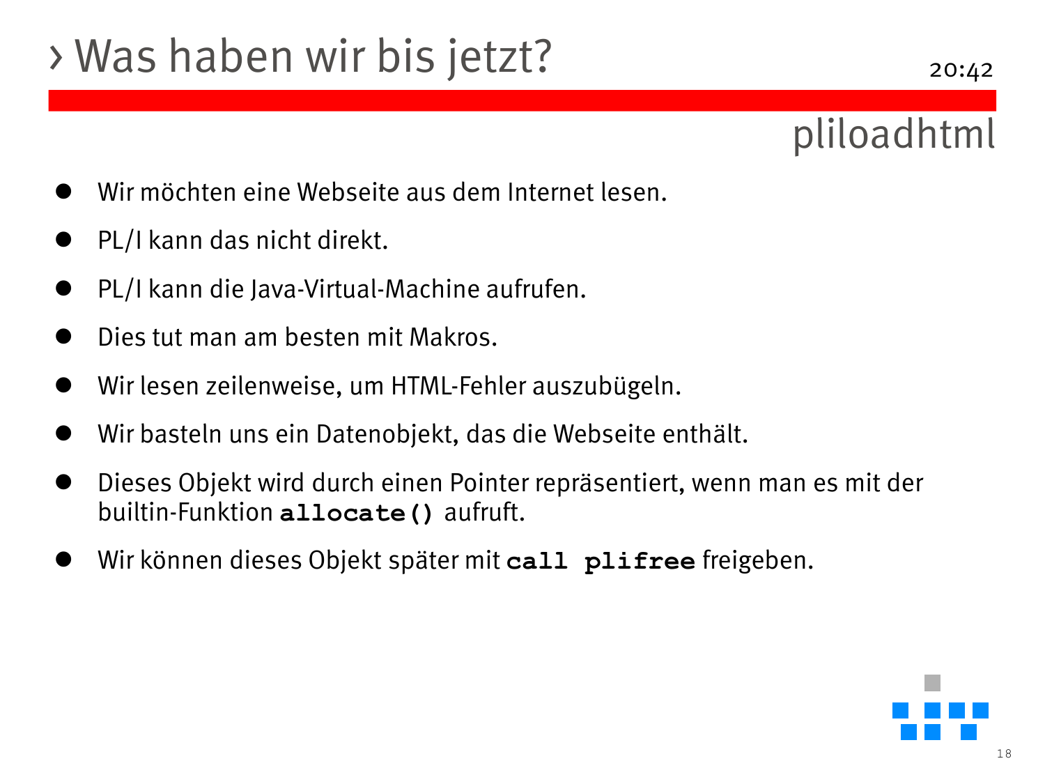# › Was haben wir bis jetzt?

20:42

pliloadhtml

- Wir möchten eine Webseite aus dem Internet lesen.
- PL/I kann das nicht direkt.
- PL/I kann die Java-Virtual-Machine aufrufen.
- Dies tut man am besten mit Makros.
- Wir lesen zeilenweise, um HTML-Fehler auszubügeln.
- Wir basteln uns ein Datenobjekt, das die Webseite enthält.
- Dieses Objekt wird durch einen Pointer repräsentiert, wenn man es mit der builtin-Funktion **`allocate()`** aufruft.
- Wir können dieses Objekt später mit **`call plifree`** freigeben.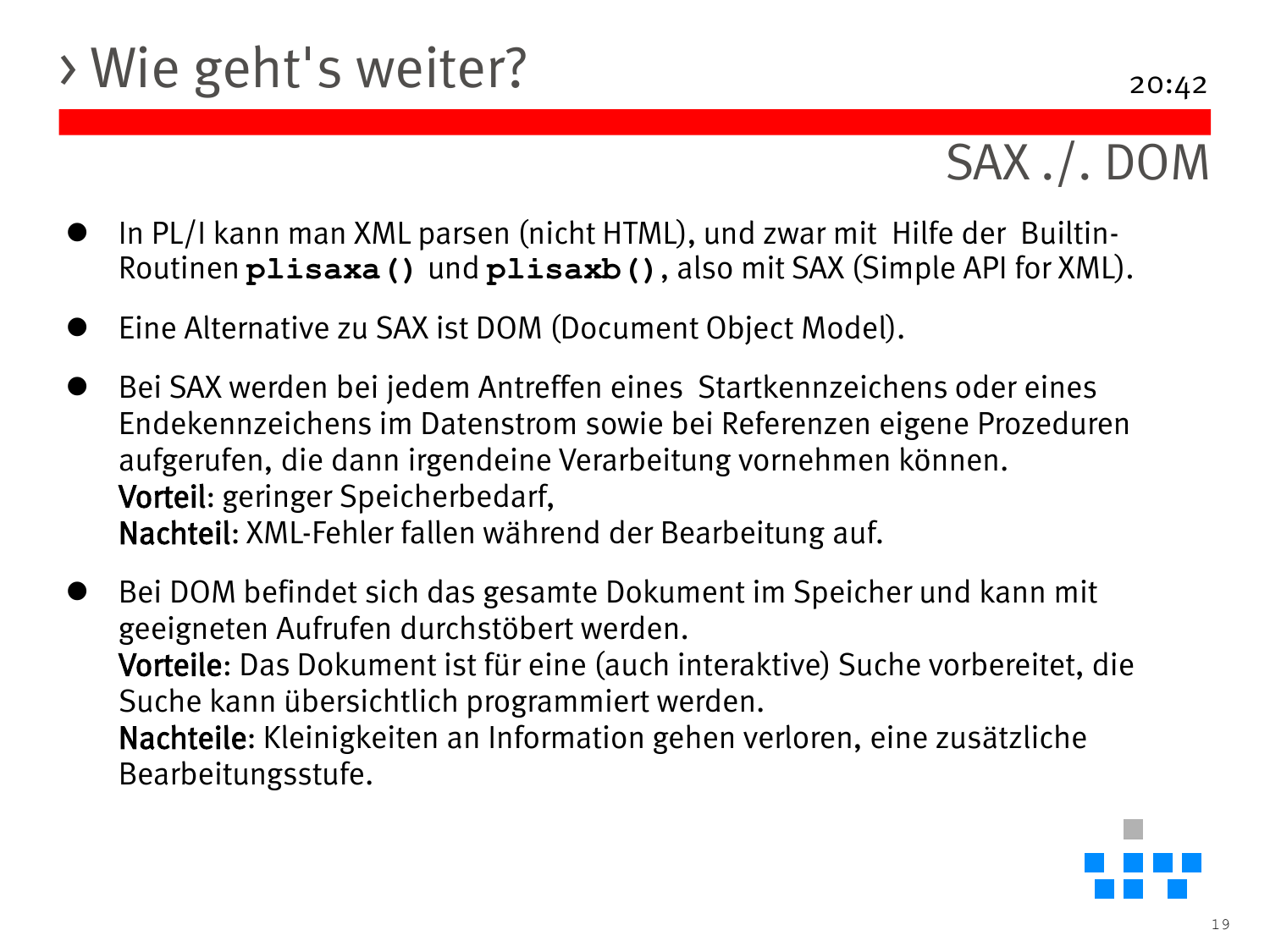# › Wie geht's weiter?

## SAX ./. DOM

- In PL/I kann man XML parsen (nicht HTML), und zwar mit Hilfe der Builtin-Routinen `plisaxa()` und `plisaxb()`, also mit SAX (Simple API for XML).
- Eine Alternative zu SAX ist DOM (Document Object Model).
- Bei SAX werden bei jedem Antreffen eines Startkennzeichens oder eines Endekennzeichens im Datenstrom sowie bei Referenzen eigene Prozeduren aufgerufen, die dann irgendeine Verarbeitung vornehmen können.
  **Vorteil**: geringer Speicherbedarf,
  **Nachteil**: XML-Fehler fallen während der Bearbeitung auf.
- Bei DOM befindet sich das gesamte Dokument im Speicher und kann mit geeigneten Aufrufen durchstöbert werden.
  **Vorteile**: Das Dokument ist für eine (auch interaktive) Suche vorbereitet, die Suche kann übersichtlich programmiert werden.
  **Nachteile**: Kleinigkeiten an Information gehen verloren, eine zusätzliche Bearbeitungsstufe.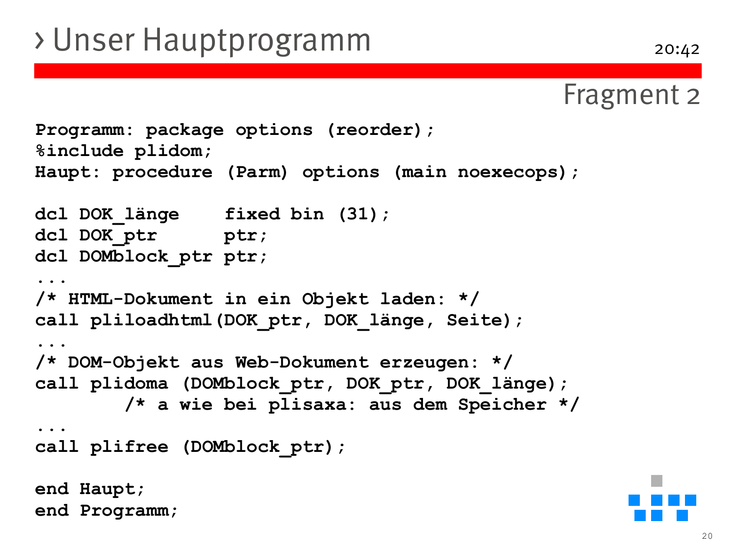# › Unser Hauptprogramm

20:42

Fragment 2

```
Programm: package options (reorder);
%include plidom;
Haupt: procedure (Parm) options (main noexecops);

dcl DOK_länge    fixed bin (31);
dcl DOK_ptr      ptr;
dcl DOMblock_ptr ptr;
...
/* HTML-Dokument in ein Objekt laden: */
call pliloadhtml(DOK_ptr, DOK_länge, Seite);
...
/* DOM-Objekt aus Web-Dokument erzeugen: */
call plidoma (DOMblock_ptr, DOK_ptr, DOK_länge);
        /* a wie bei plisaxa: aus dem Speicher */
...
call plifree (DOMblock_ptr);

end Haupt;
end Programm;
```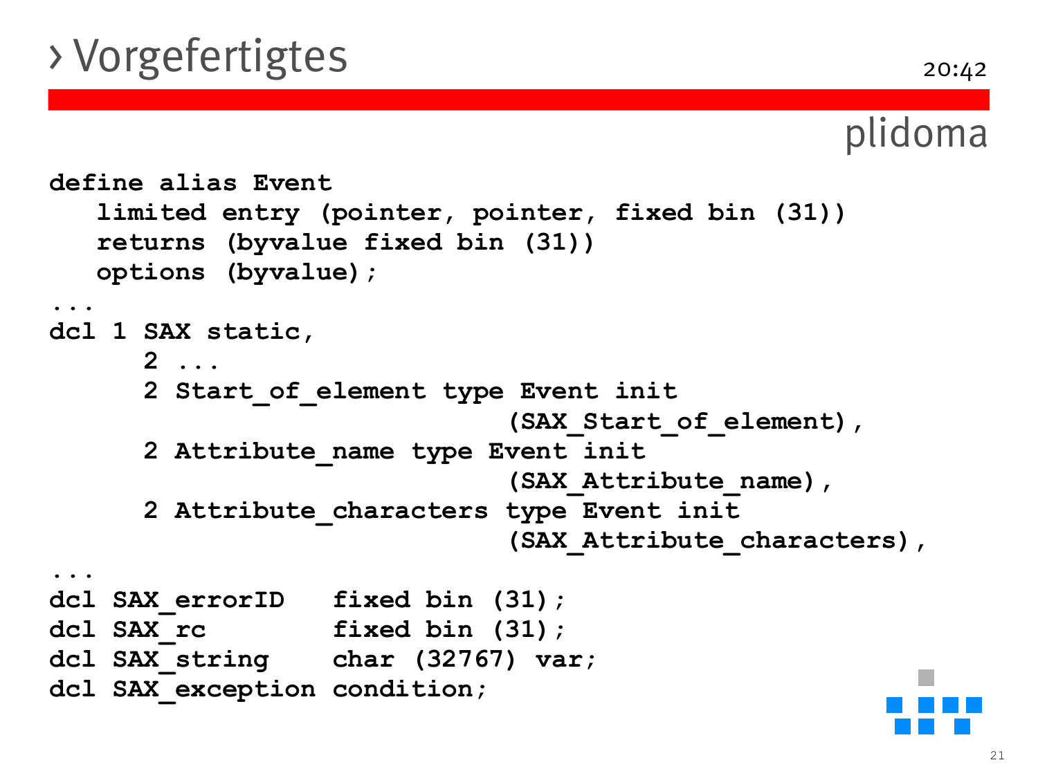# › Vorgefertigtes

```
define alias Event
   limited entry (pointer, pointer, fixed bin (31))
   returns (byvalue fixed bin (31))
   options (byvalue);
...
dcl 1 SAX static,
      2 ...
      2 Start_of_element type Event init
                             (SAX_Start_of_element),
      2 Attribute_name type Event init
                             (SAX_Attribute_name),
      2 Attribute_characters type Event init
                             (SAX_Attribute_characters),
...
dcl SAX_errorID   fixed bin (31);
dcl SAX_rc        fixed bin (31);
dcl SAX_string    char (32767) var;
dcl SAX_exception condition;
```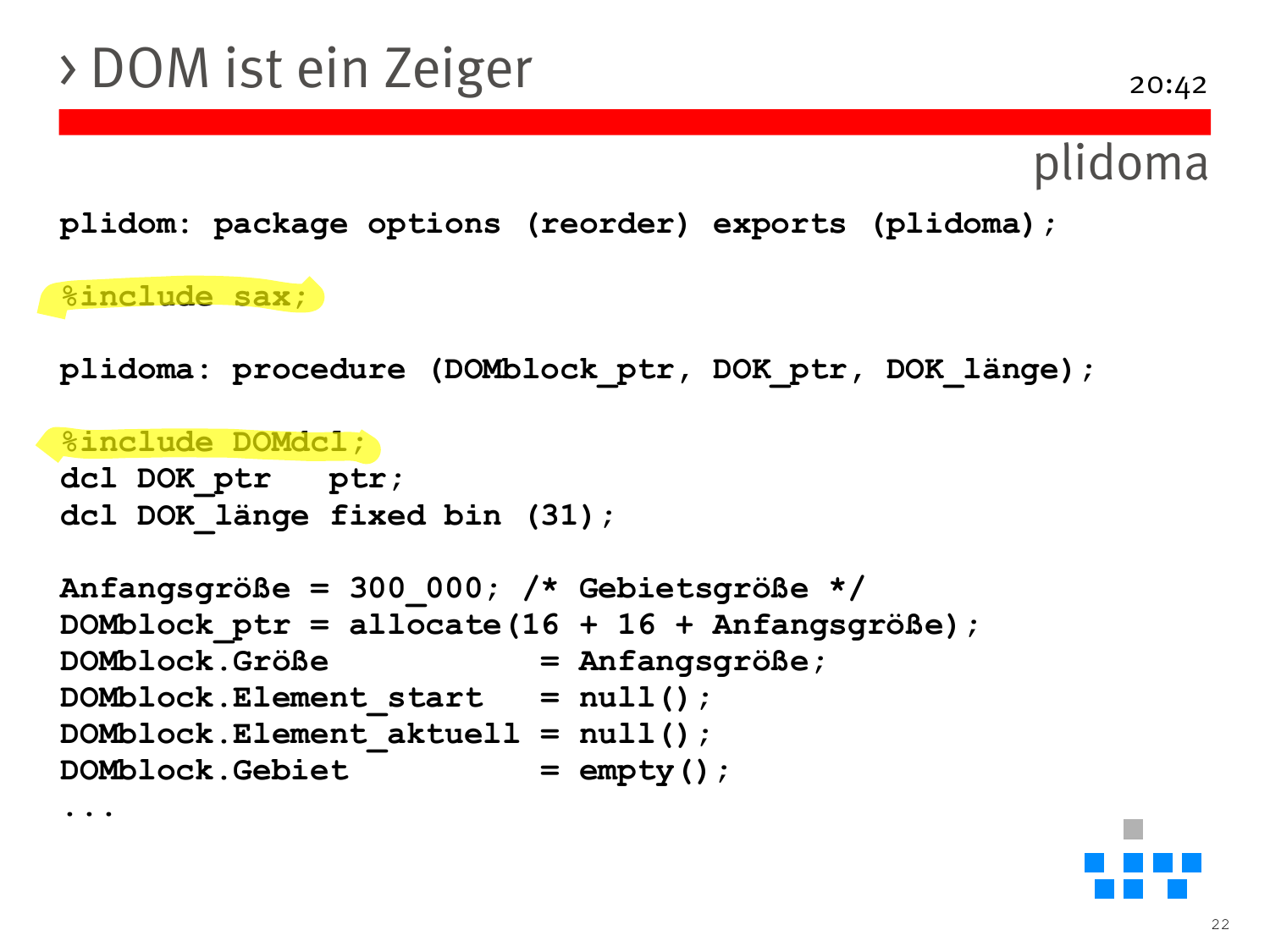# › DOM ist ein Zeiger

plidoma

```
plidom: package options (reorder) exports (plidoma);

%include sax;

plidoma: procedure (DOMblock_ptr, DOK_ptr, DOK_länge);

%include DOMdcl;
dcl DOK_ptr   ptr;
dcl DOK_länge fixed bin (31);

Anfangsgröße = 300_000; /* Gebietsgröße */
DOMblock_ptr = allocate(16 + 16 + Anfangsgröße);
DOMblock.Größe             = Anfangsgröße;
DOMblock.Element_start     = null();
DOMblock.Element_aktuell   = null();
DOMblock.Gebiet            = empty();
...
```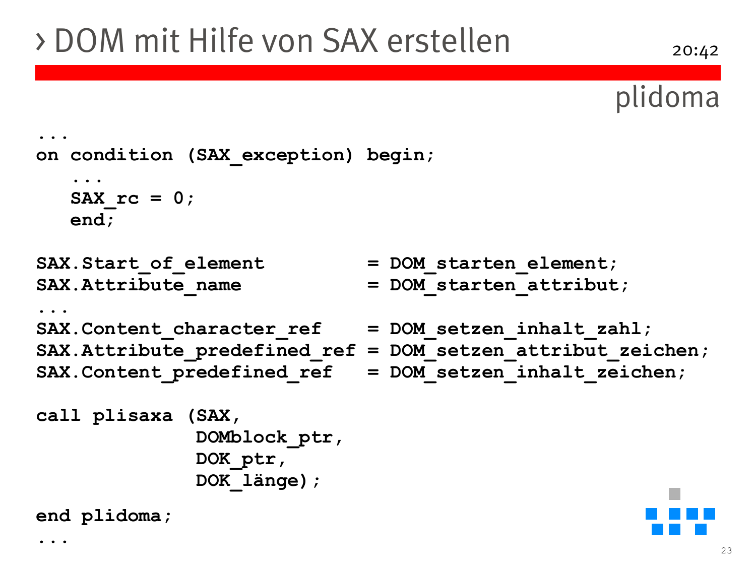# › DOM mit Hilfe von SAX erstellen

plidoma

```
...
on condition (SAX_exception) begin;
   ...
   SAX_rc = 0;
   end;

SAX.Start_of_element           = DOM_starten_element;
SAX.Attribute_name             = DOM_starten_attribut;
...
SAX.Content_character_ref      = DOM_setzen_inhalt_zahl;
SAX.Attribute_predefined_ref = DOM_setzen_attribut_zeichen;
SAX.Content_predefined_ref     = DOM_setzen_inhalt_zeichen;

call plisaxa (SAX,
              DOMblock_ptr,
              DOK_ptr,
              DOK_länge);

end plidoma;
...
```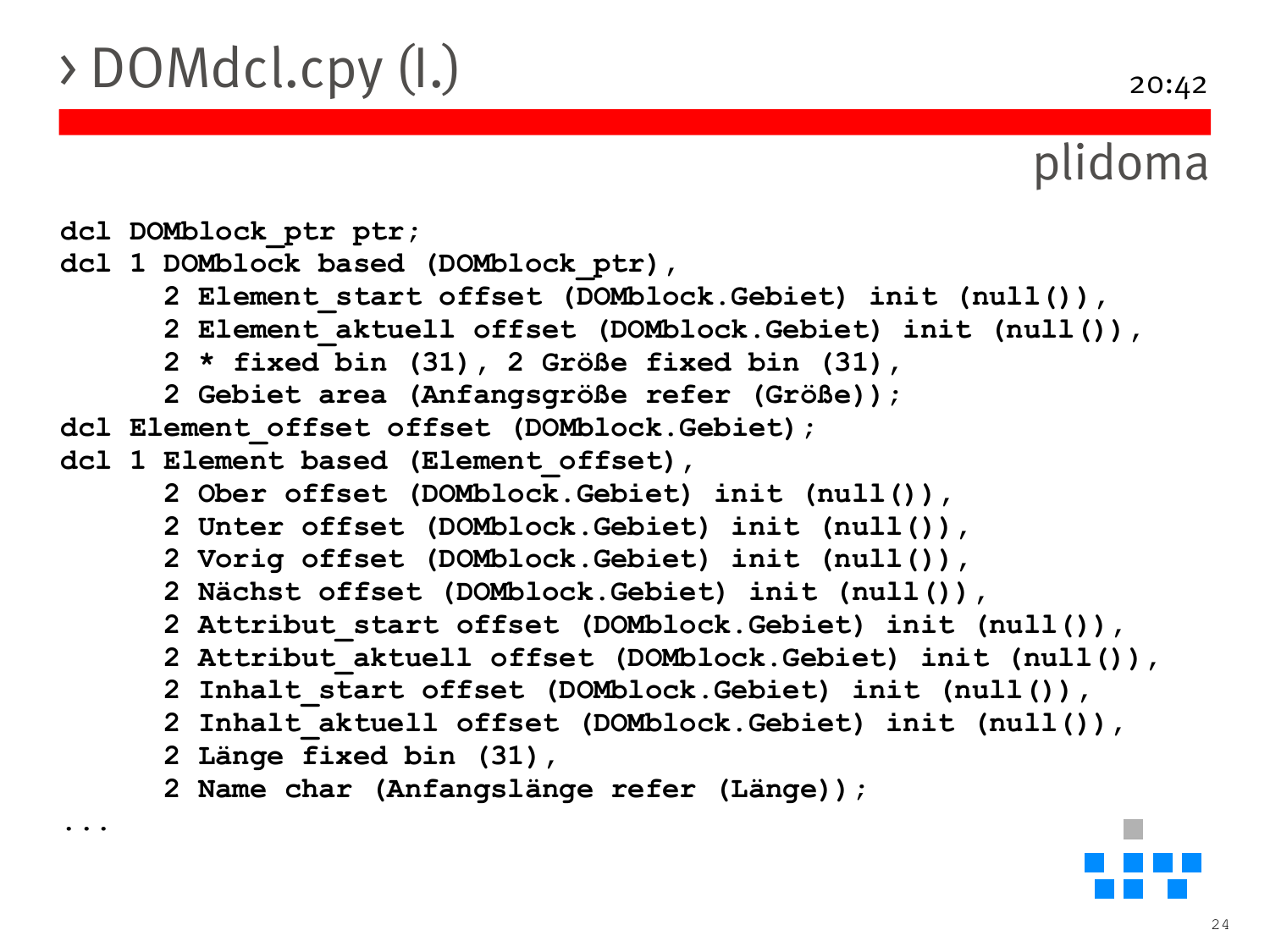# › DOMdcl.cpy (I.)

20:42

plidoma

```
dcl DOMblock_ptr ptr;
dcl 1 DOMblock based (DOMblock_ptr),
      2 Element_start offset (DOMblock.Gebiet) init (null()),
      2 Element_aktuell offset (DOMblock.Gebiet) init (null()),
      2 * fixed bin (31), 2 Größe fixed bin (31),
      2 Gebiet area (Anfangsgröße refer (Größe));
dcl Element_offset offset (DOMblock.Gebiet);
dcl 1 Element based (Element_offset),
      2 Ober offset (DOMblock.Gebiet) init (null()),
      2 Unter offset (DOMblock.Gebiet) init (null()),
      2 Vorig offset (DOMblock.Gebiet) init (null()),
      2 Nächst offset (DOMblock.Gebiet) init (null()),
      2 Attribut_start offset (DOMblock.Gebiet) init (null()),
      2 Attribut_aktuell offset (DOMblock.Gebiet) init (null()),
      2 Inhalt_start offset (DOMblock.Gebiet) init (null()),
      2 Inhalt_aktuell offset (DOMblock.Gebiet) init (null()),
      2 Länge fixed bin (31),
      2 Name char (Anfangslänge refer (Länge));
...
```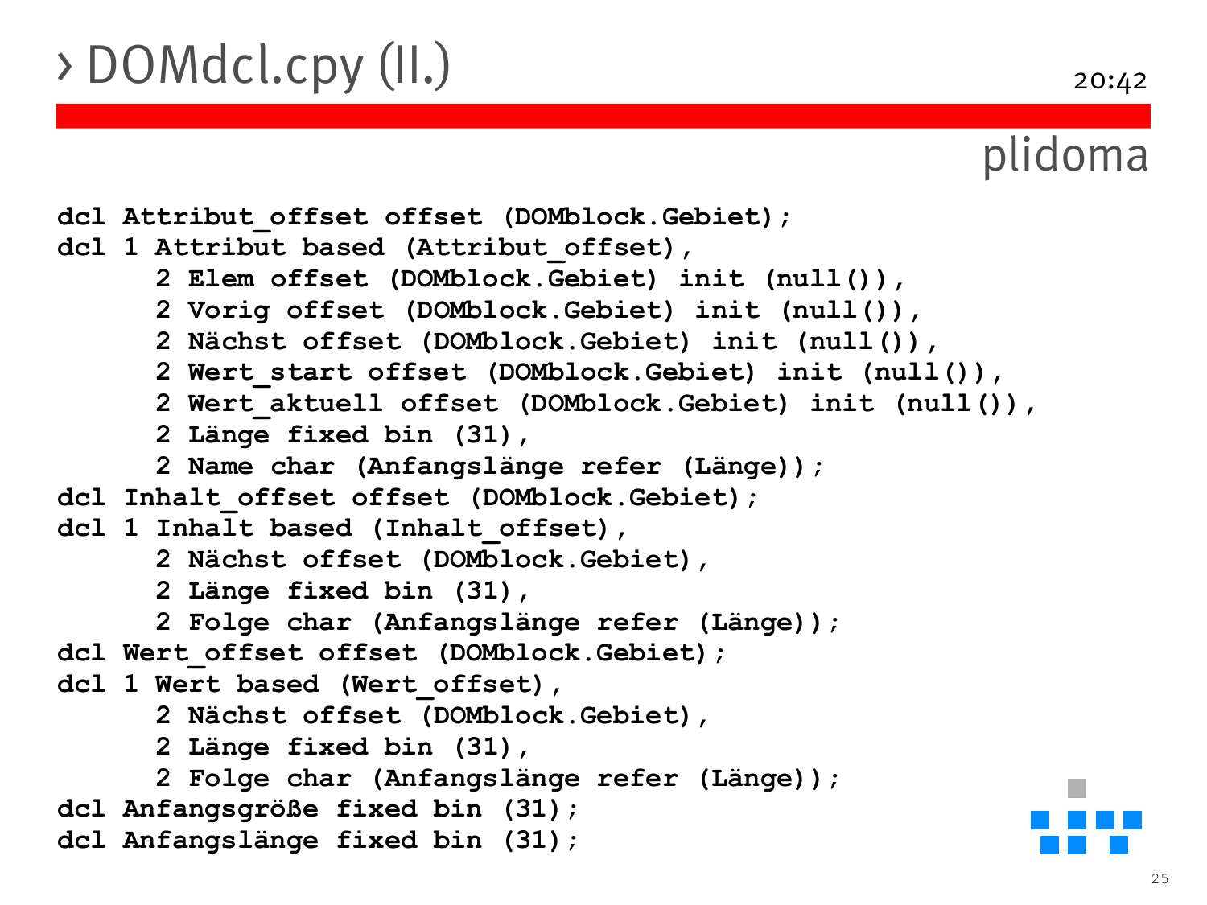# › DOMdcl.cpy (II.)

plidoma

```
dcl Attribut_offset offset (DOMblock.Gebiet);
dcl 1 Attribut based (Attribut_offset),
      2 Elem offset (DOMblock.Gebiet) init (null()),
      2 Vorig offset (DOMblock.Gebiet) init (null()),
      2 Nächst offset (DOMblock.Gebiet) init (null()),
      2 Wert_start offset (DOMblock.Gebiet) init (null()),
      2 Wert_aktuell offset (DOMblock.Gebiet) init (null()),
      2 Länge fixed bin (31),
      2 Name char (Anfangslänge refer (Länge));
dcl Inhalt_offset offset (DOMblock.Gebiet);
dcl 1 Inhalt based (Inhalt_offset),
      2 Nächst offset (DOMblock.Gebiet),
      2 Länge fixed bin (31),
      2 Folge char (Anfangslänge refer (Länge));
dcl Wert_offset offset (DOMblock.Gebiet);
dcl 1 Wert based (Wert_offset),
      2 Nächst offset (DOMblock.Gebiet),
      2 Länge fixed bin (31),
      2 Folge char (Anfangslänge refer (Länge));
dcl Anfangsgröße fixed bin (31);
dcl Anfangslänge fixed bin (31);
```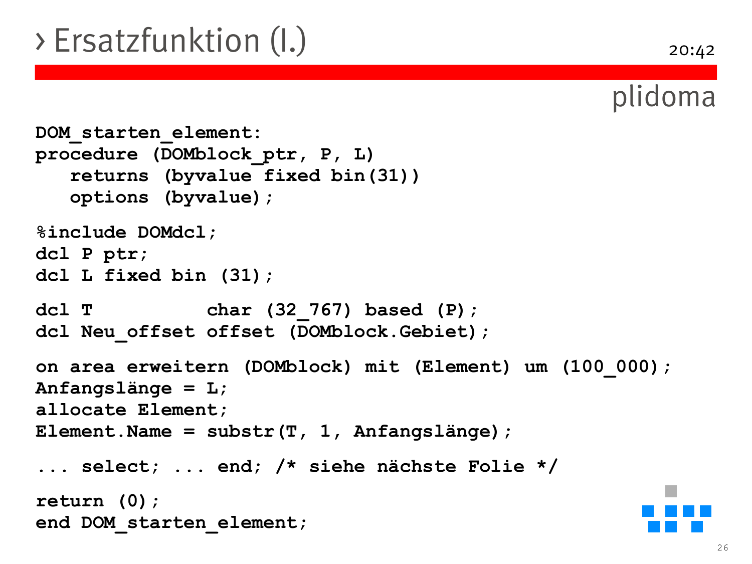# › Ersatzfunktion (I.)

20:42

plidoma

```
DOM_starten_element:
procedure (DOMblock_ptr, P, L)
   returns (byvalue fixed bin(31))
   options (byvalue);

%include DOMdcl;
dcl P ptr;
dcl L fixed bin (31);

dcl T          char (32_767) based (P);
dcl Neu_offset offset (DOMblock.Gebiet);

on area erweitern (DOMblock) mit (Element) um (100_000);
Anfangslänge = L;
allocate Element;
Element.Name = substr(T, 1, Anfangslänge);

... select; ... end; /* siehe nächste Folie */

return (0);
end DOM_starten_element;
```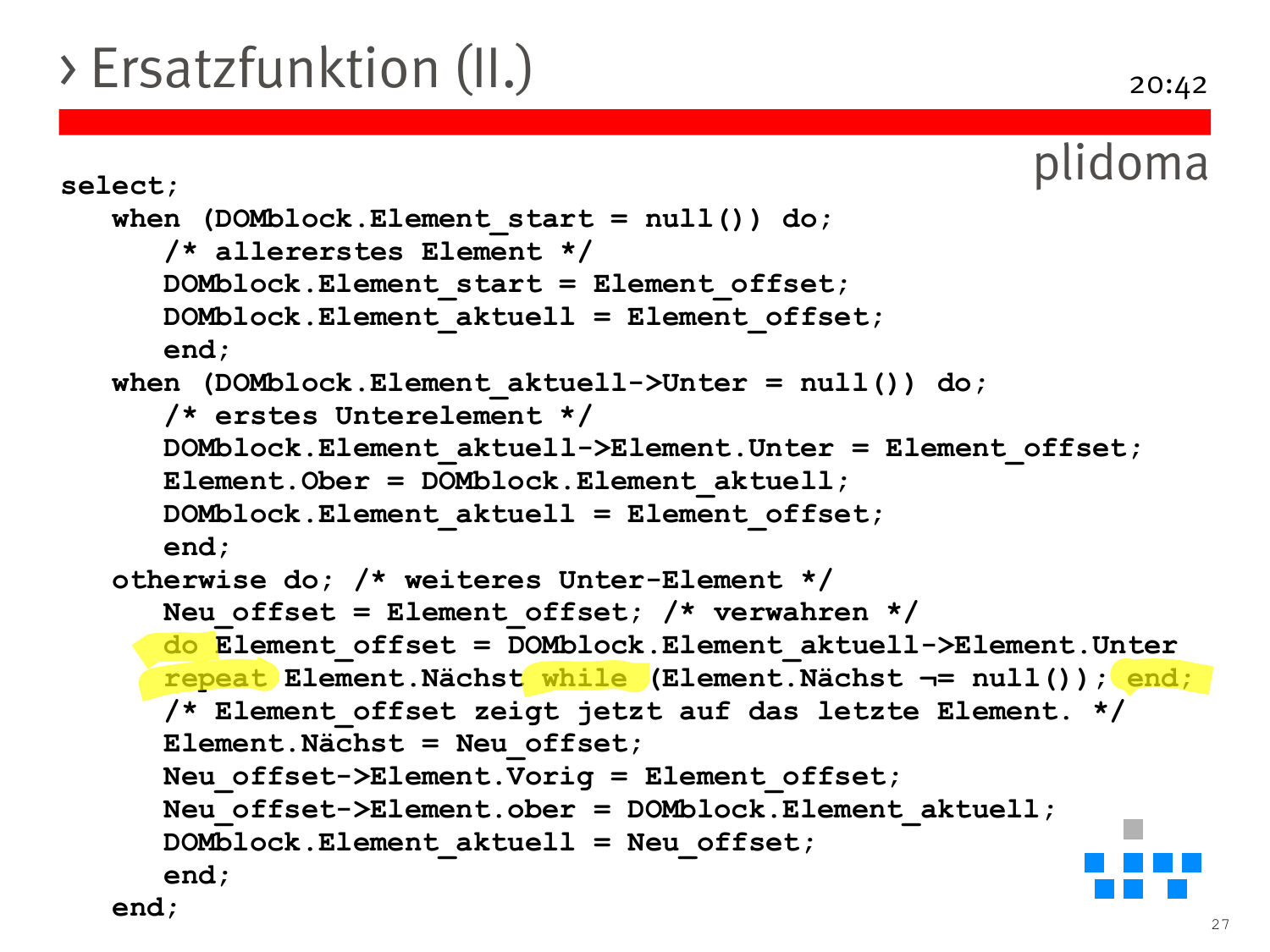# › Ersatzfunktion (II.)

20:42

plidoma

```
select;
   when (DOMblock.Element_start = null()) do;
      /* allererstes Element */
      DOMblock.Element_start = Element_offset;
      DOMblock.Element_aktuell = Element_offset;
      end;
   when (DOMblock.Element_aktuell->Unter = null()) do;
      /* erstes Unterelement */
      DOMblock.Element_aktuell->Element.Unter = Element_offset;
      Element.Ober = DOMblock.Element_aktuell;
      DOMblock.Element_aktuell = Element_offset;
      end;
   otherwise do; /* weiteres Unter-Element */
      Neu_offset = Element_offset; /* verwahren */
      do Element_offset = DOMblock.Element_aktuell->Element.Unter
      repeat Element.Nächst while (Element.Nächst ¬= null()); end;
      /* Element_offset zeigt jetzt auf das letzte Element. */
      Element.Nächst = Neu_offset;
      Neu_offset->Element.Vorig = Element_offset;
      Neu_offset->Element.ober = DOMblock.Element_aktuell;
      DOMblock.Element_aktuell = Neu_offset;
      end;
   end;
```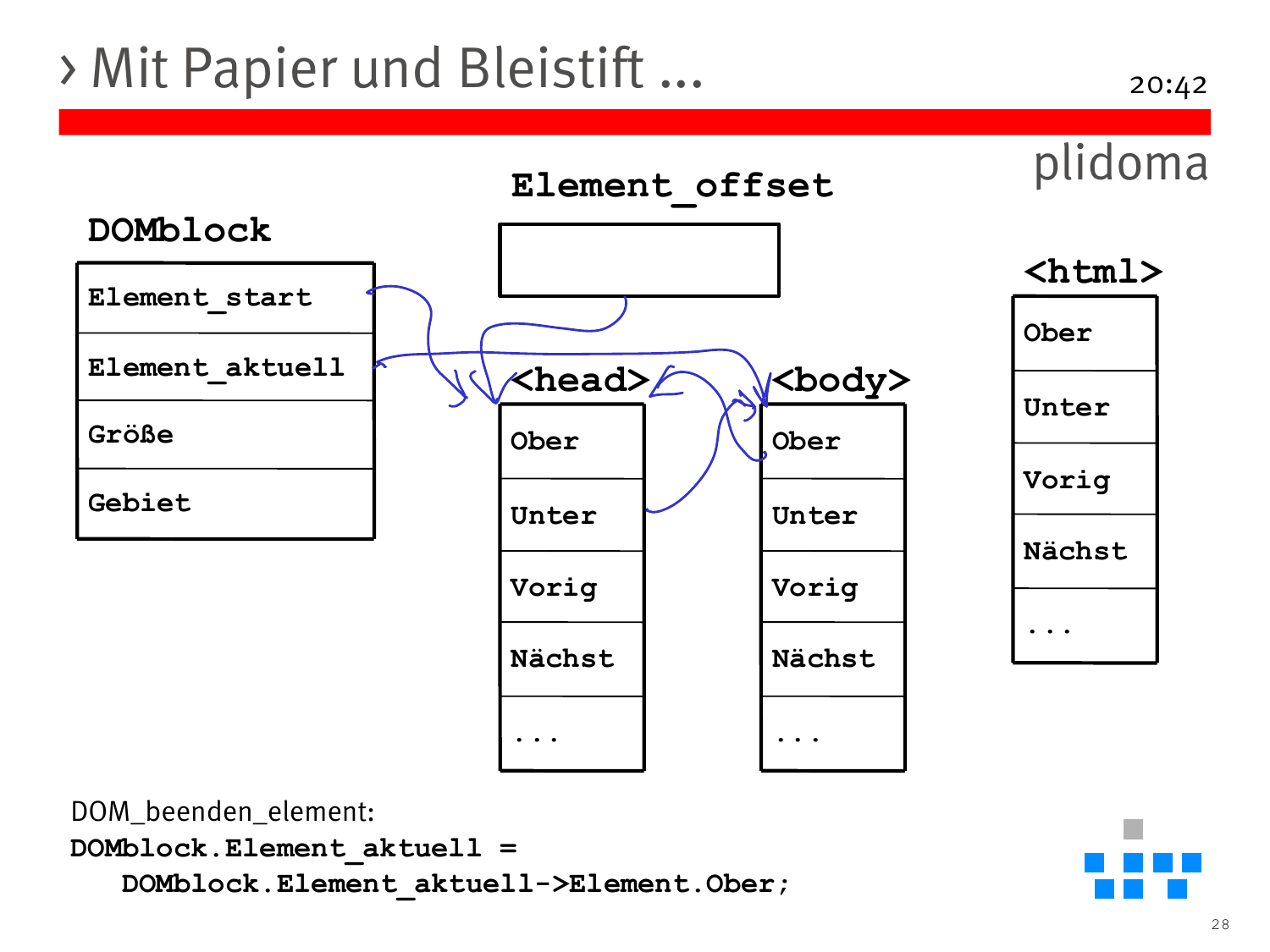# › Mit Papier und Bleistift ...

20:42

plidoma

**DOMblock**

| |
|---|
| Element_start |
| Element_aktuell |
| Größe |
| Gebiet |

**Element_offset**

**<head>**

| |
|---|
| Ober |
| Unter |
| Vorig |
| Nächst |
| ... |

**<body>**

| |
|---|
| Ober |
| Unter |
| Vorig |
| Nächst |
| ... |

**<html>**

| |
|---|
| Ober |
| Unter |
| Vorig |
| Nächst |
| ... |

DOM_beenden_element:

```
DOMblock.Element_aktuell =
   DOMblock.Element_aktuell->Element.Ober;
```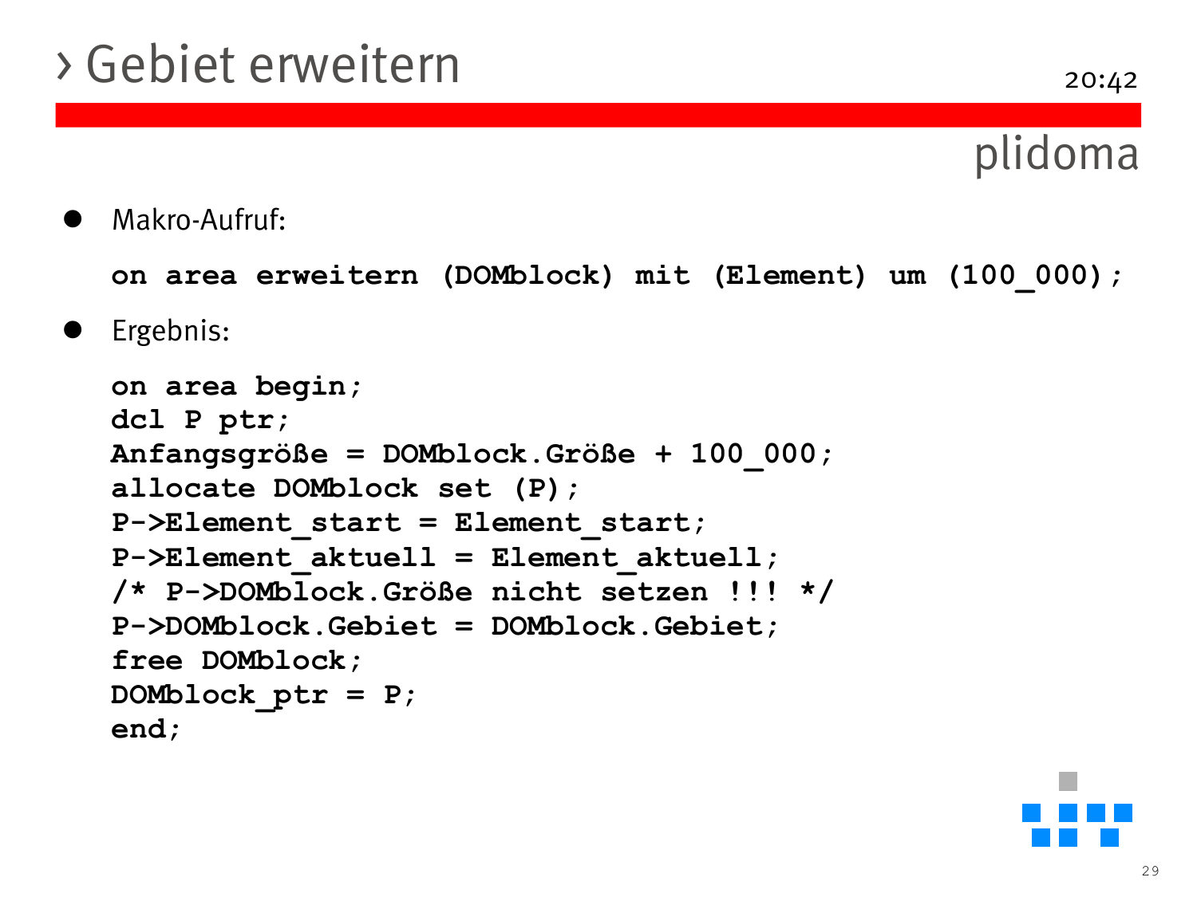# Gebiet erweitern

plidoma

- Makro-Aufruf:

```
on area erweitern (DOMblock) mit (Element) um (100_000);
```

- Ergebnis:

```
on area begin;
dcl P ptr;
Anfangsgröße = DOMblock.Größe + 100_000;
allocate DOMblock set (P);
P->Element_start = Element_start;
P->Element_aktuell = Element_aktuell;
/* P->DOMblock.Größe nicht setzen !!! */
P->DOMblock.Gebiet = DOMblock.Gebiet;
free DOMblock;
DOMblock_ptr = P;
end;
```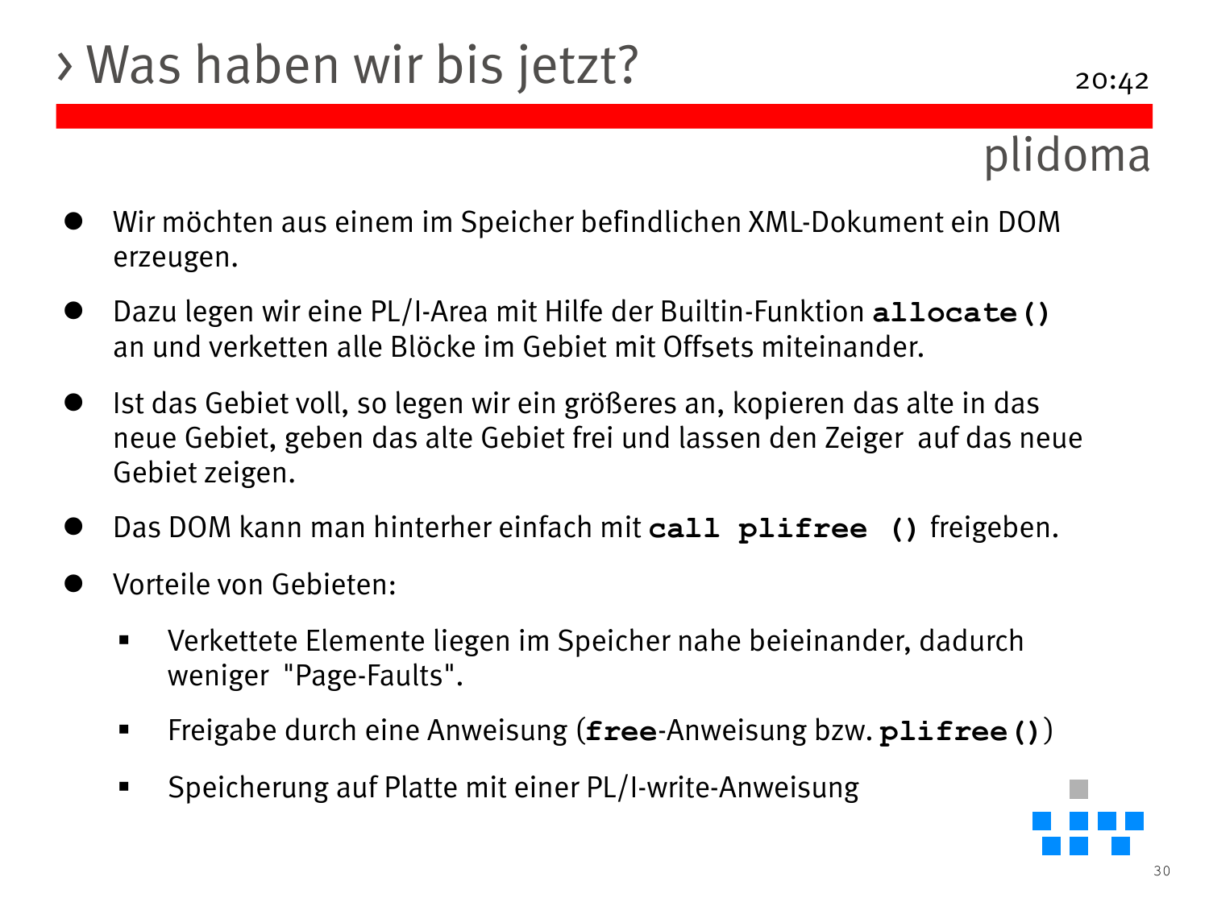# › Was haben wir bis jetzt?

plidoma

- Wir möchten aus einem im Speicher befindlichen XML-Dokument ein DOM erzeugen.
- Dazu legen wir eine PL/I-Area mit Hilfe der Builtin-Funktion **`allocate()`** an und verketten alle Blöcke im Gebiet mit Offsets miteinander.
- Ist das Gebiet voll, so legen wir ein größeres an, kopieren das alte in das neue Gebiet, geben das alte Gebiet frei und lassen den Zeiger auf das neue Gebiet zeigen.
- Das DOM kann man hinterher einfach mit **`call plifree ()`** freigeben.
- Vorteile von Gebieten:
  - Verkettete Elemente liegen im Speicher nahe beieinander, dadurch weniger "Page-Faults".
  - Freigabe durch eine Anweisung (**`free`**-Anweisung bzw. **`plifree()`**)
  - Speicherung auf Platte mit einer PL/I-write-Anweisung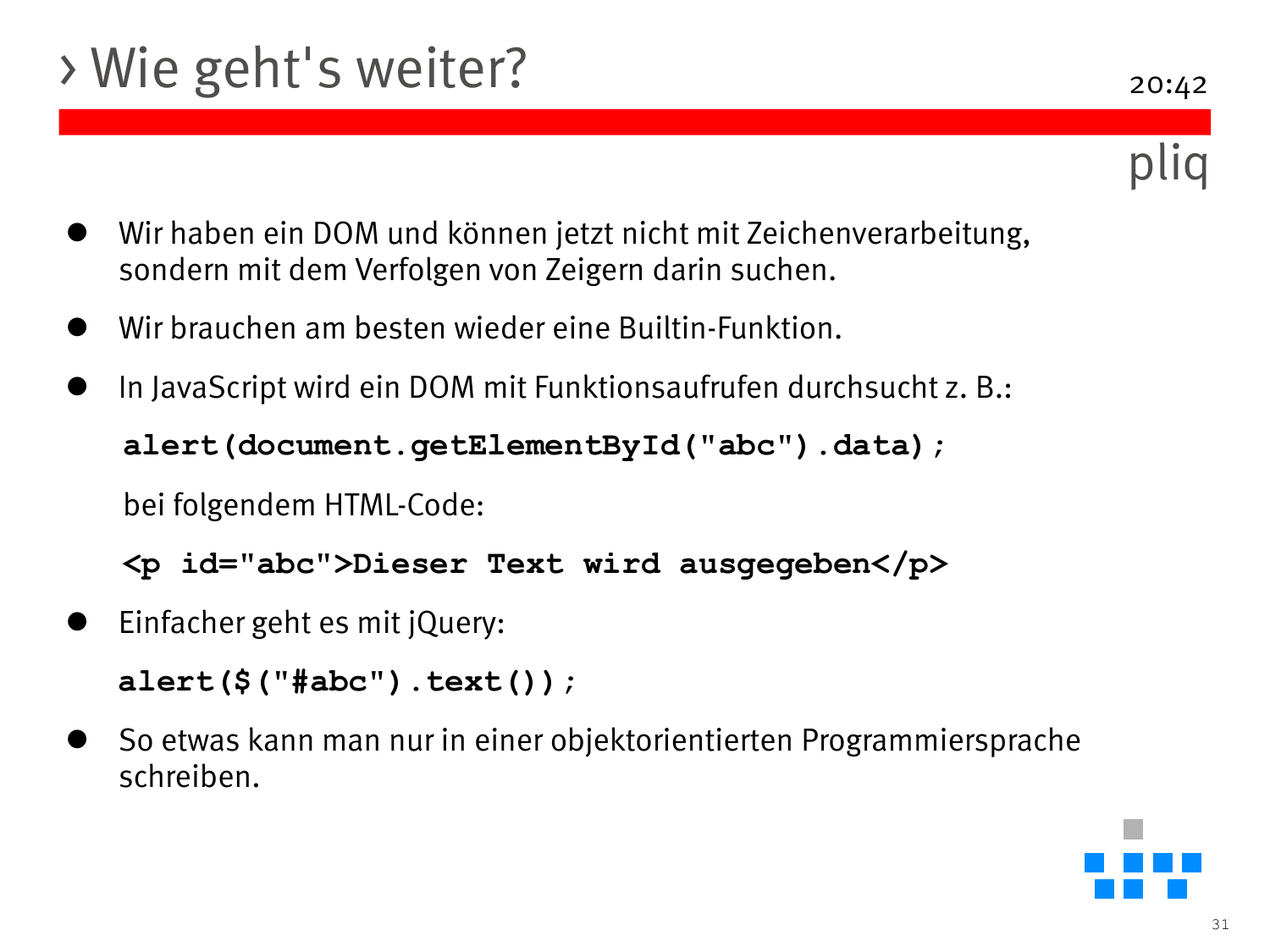# › Wie geht's weiter?

- Wir haben ein DOM und können jetzt nicht mit Zeichenverarbeitung, sondern mit dem Verfolgen von Zeigern darin suchen.
- Wir brauchen am besten wieder eine Builtin-Funktion.
- In JavaScript wird ein DOM mit Funktionsaufrufen durchsucht z. B.:

```
alert(document.getElementById("abc").data);
```

  bei folgendem HTML-Code:

```
<p id="abc">Dieser Text wird ausgegeben</p>
```

- Einfacher geht es mit jQuery:

```
alert($("#abc").text());
```

- So etwas kann man nur in einer objektorientierten Programmiersprache schreiben.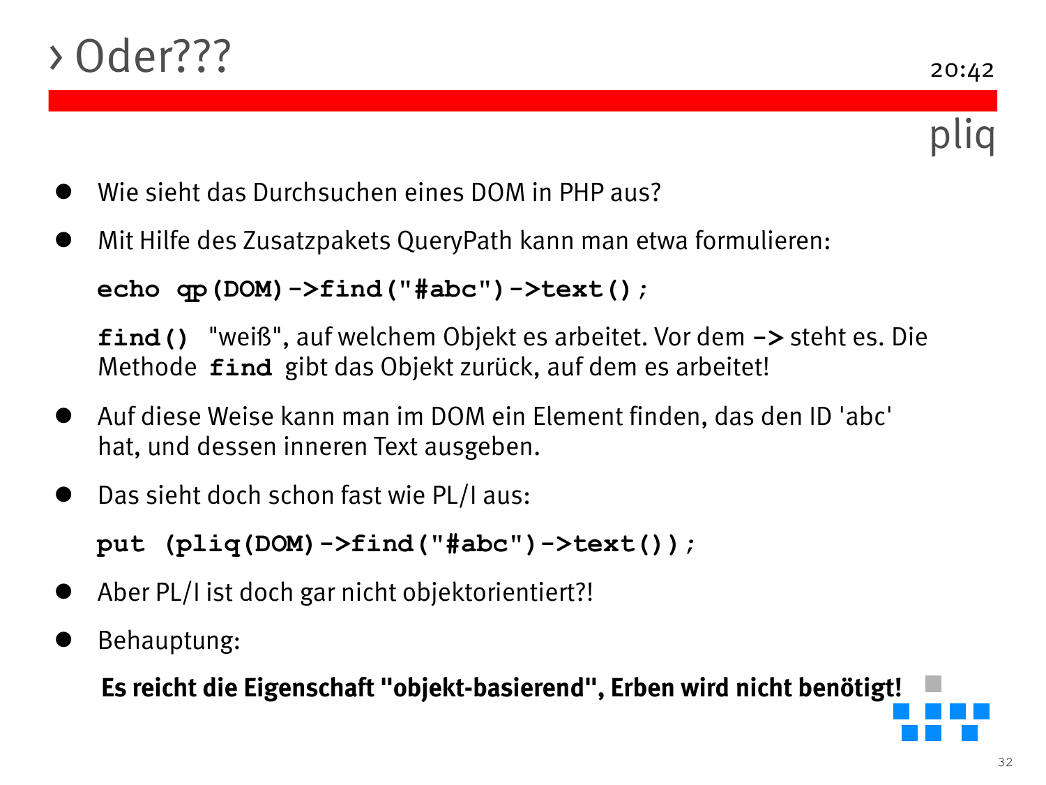# › Oder???

pliq

- Wie sieht das Durchsuchen eines DOM in PHP aus?
- Mit Hilfe des Zusatzpakets QueryPath kann man etwa formulieren:

```
echo qp(DOM)->find("#abc")->text();
```

  **find()** "weiß", auf welchem Objekt es arbeitet. Vor dem **->** steht es. Die Methode **find** gibt das Objekt zurück, auf dem es arbeitet!

- Auf diese Weise kann man im DOM ein Element finden, das den ID 'abc' hat, und dessen inneren Text ausgeben.
- Das sieht doch schon fast wie PL/I aus:

```
put (pliq(DOM)->find("#abc")->text());
```

- Aber PL/I ist doch gar nicht objektorientiert?!
- Behauptung:

  **Es reicht die Eigenschaft "objekt-basierend", Erben wird nicht benötigt!**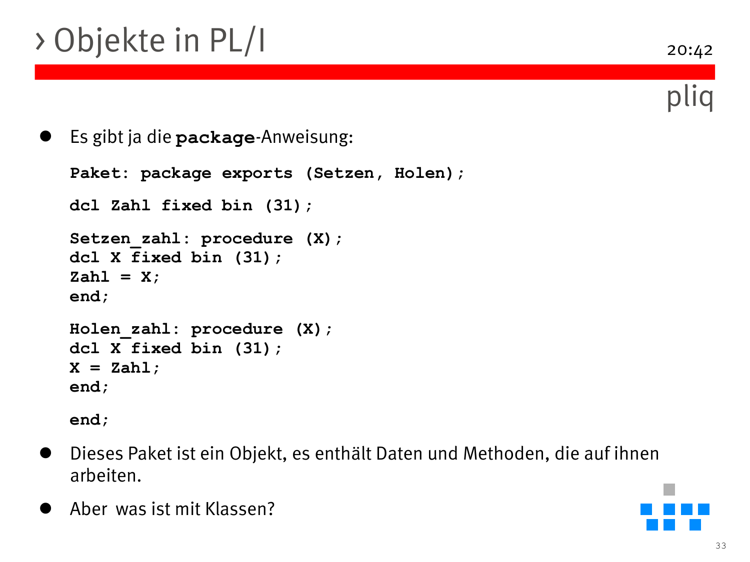# Objekte in PL/I

- Es gibt ja die **package**-Anweisung:

```
Paket: package exports (Setzen, Holen);

dcl Zahl fixed bin (31);

Setzen_zahl: procedure (X);
dcl X fixed bin (31);
Zahl = X;
end;

Holen_zahl: procedure (X);
dcl X fixed bin (31);
X = Zahl;
end;

end;
```

- Dieses Paket ist ein Objekt, es enthält Daten und Methoden, die auf ihnen arbeiten.
- Aber was ist mit Klassen?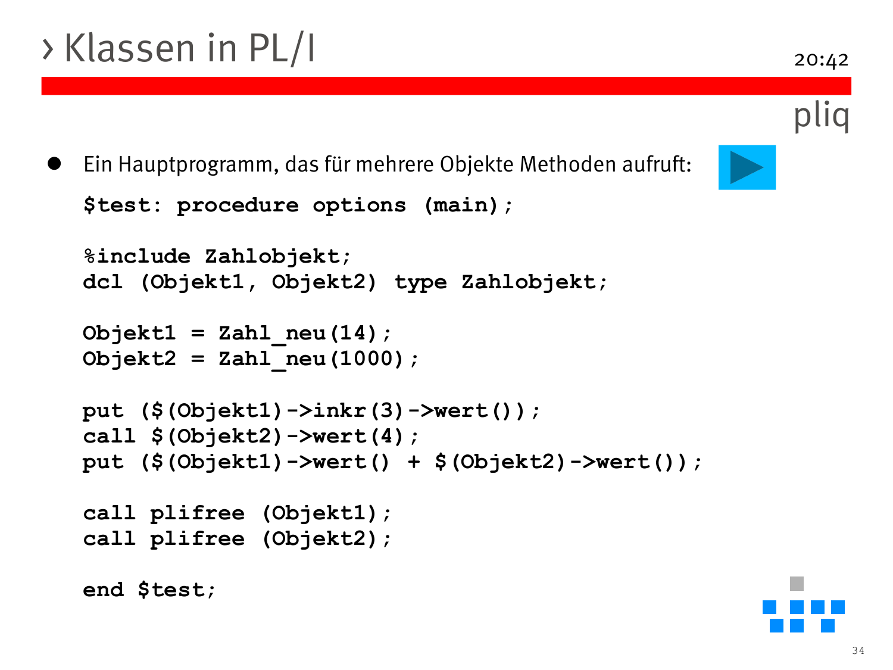# › Klassen in PL/I

pliq

- Ein Hauptprogramm, das für mehrere Objekte Methoden aufruft:

```
$test: procedure options (main);

%include Zahlobjekt;
dcl (Objekt1, Objekt2) type Zahlobjekt;

Objekt1 = Zahl_neu(14);
Objekt2 = Zahl_neu(1000);

put ($(Objekt1)->inkr(3)->wert());
call $(Objekt2)->wert(4);
put ($(Objekt1)->wert() + $(Objekt2)->wert());

call plifree (Objekt1);
call plifree (Objekt2);

end $test;
```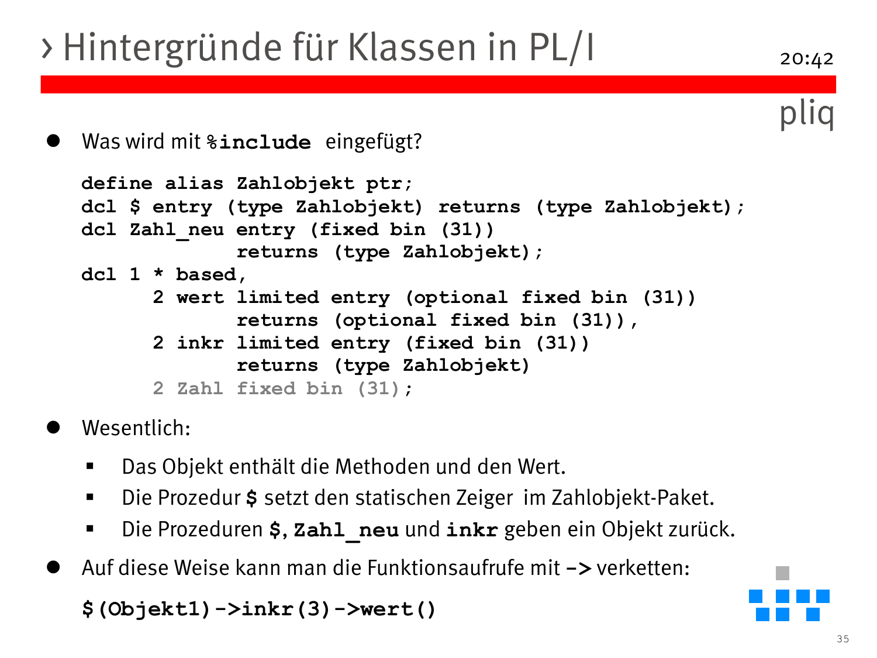# › Hintergründe für Klassen in PL/I

- Was wird mit **%include** eingefügt?

```
define alias Zahlobjekt ptr;
dcl $ entry (type Zahlobjekt) returns (type Zahlobjekt);
dcl Zahl_neu entry (fixed bin (31))
             returns (type Zahlobjekt);
dcl 1 * based,
      2 wert limited entry (optional fixed bin (31))
             returns (optional fixed bin (31)),
      2 inkr limited entry (fixed bin (31))
             returns (type Zahlobjekt)
      2 Zahl fixed bin (31);
```

- Wesentlich:
  - Das Objekt enthält die Methoden und den Wert.
  - Die Prozedur **$** setzt den statischen Zeiger im Zahlobjekt-Paket.
  - Die Prozeduren **$**, **Zahl_neu** und **inkr** geben ein Objekt zurück.
- Auf diese Weise kann man die Funktionsaufrufe mit **->** verketten:

```
$(Objekt1)->inkr(3)->wert()
```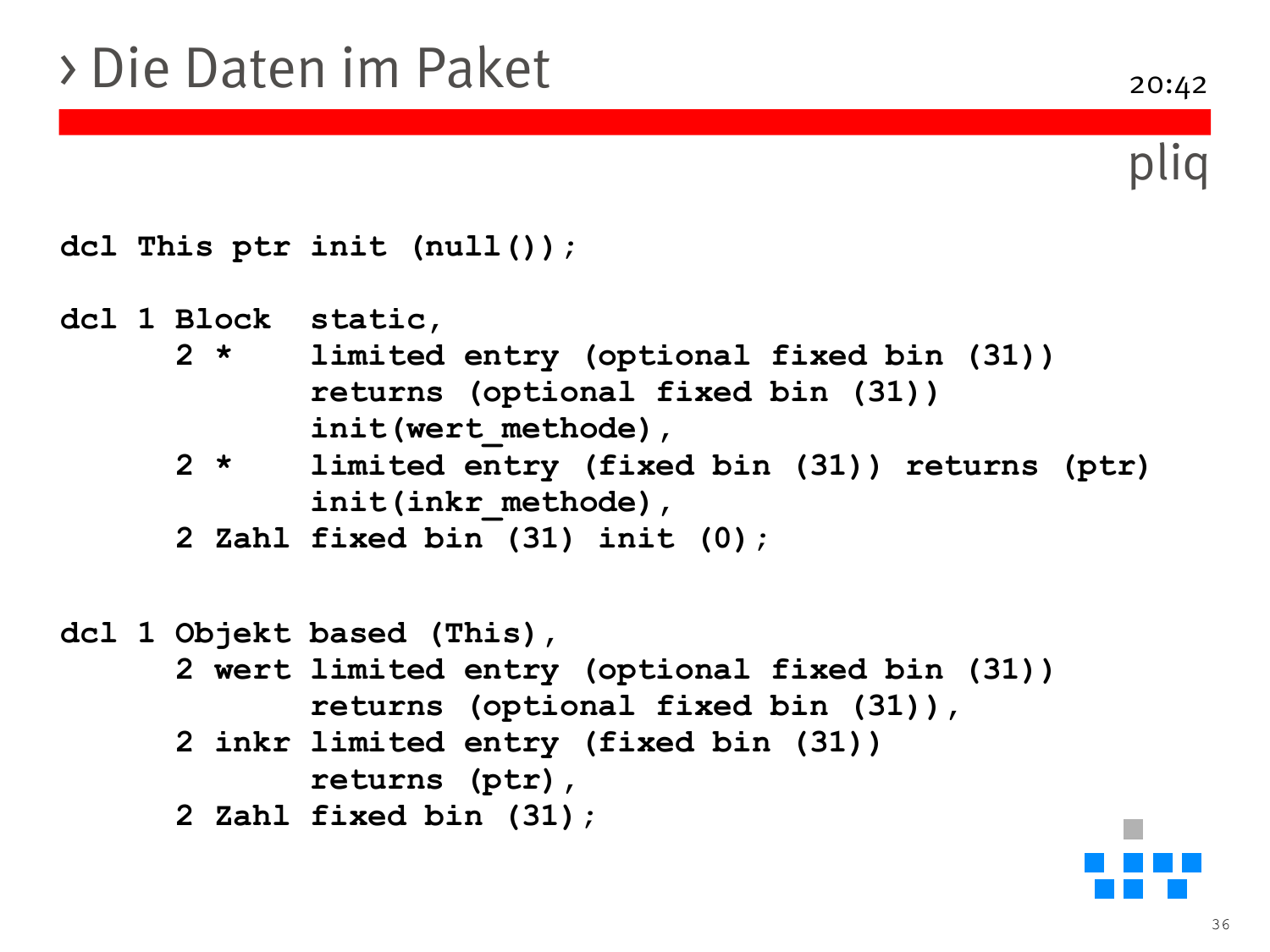# › Die Daten im Paket

20:42

pliq

```
dcl This ptr init (null());

dcl 1 Block  static,
      2 *    limited entry (optional fixed bin (31))
             returns (optional fixed bin (31))
             init(wert_methode),
      2 *    limited entry (fixed bin (31)) returns (ptr)
             init(inkr_methode),
      2 Zahl fixed bin (31) init (0);


dcl 1 Objekt based (This),
      2 wert limited entry (optional fixed bin (31))
             returns (optional fixed bin (31)),
      2 inkr limited entry (fixed bin (31))
             returns (ptr),
      2 Zahl fixed bin (31);
```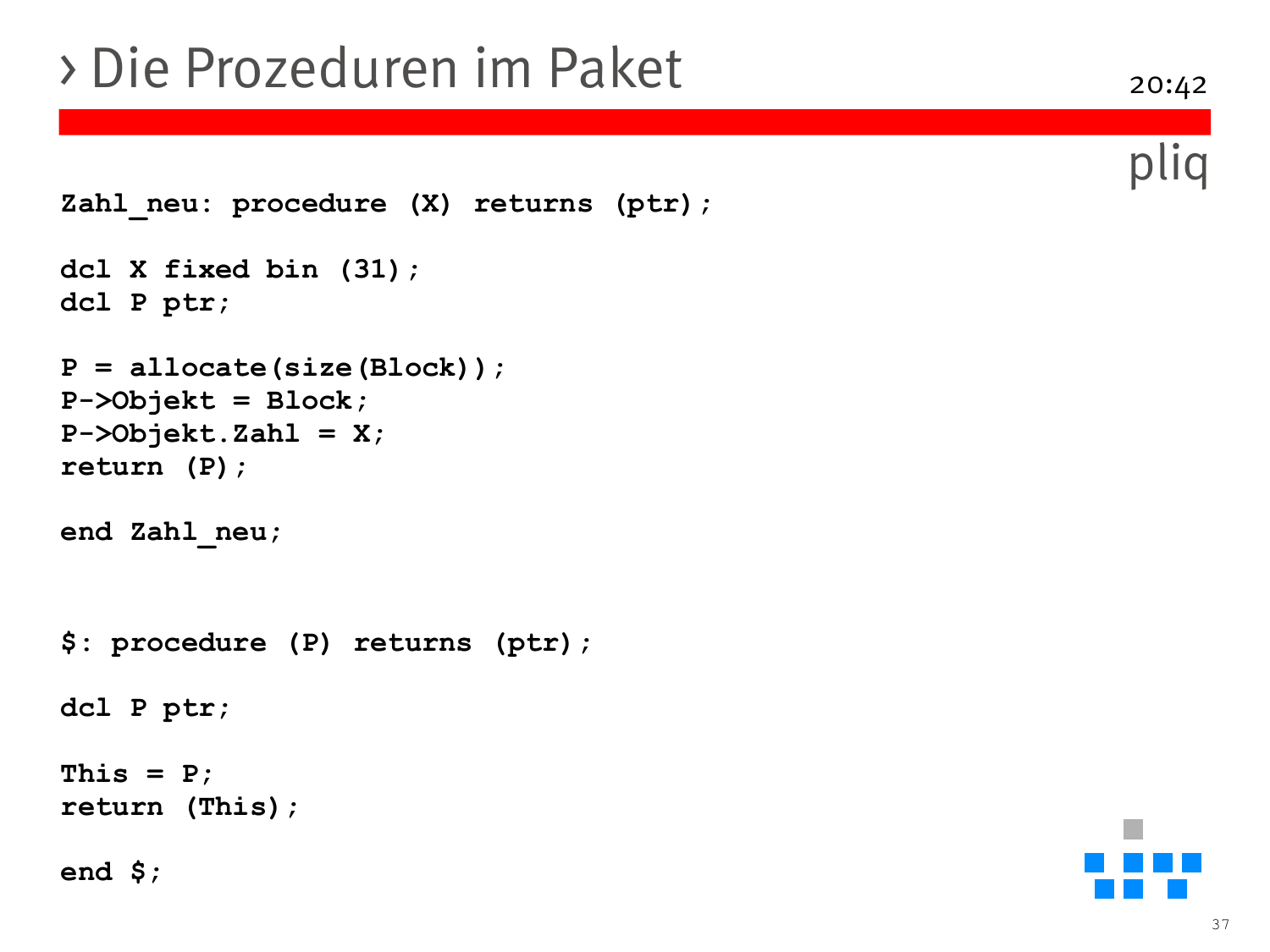# › Die Prozeduren im Paket

```
Zahl_neu: procedure (X) returns (ptr);

dcl X fixed bin (31);
dcl P ptr;

P = allocate(size(Block));
P->Objekt = Block;
P->Objekt.Zahl = X;
return (P);

end Zahl_neu;



$: procedure (P) returns (ptr);

dcl P ptr;

This = P;
return (This);

end $;
```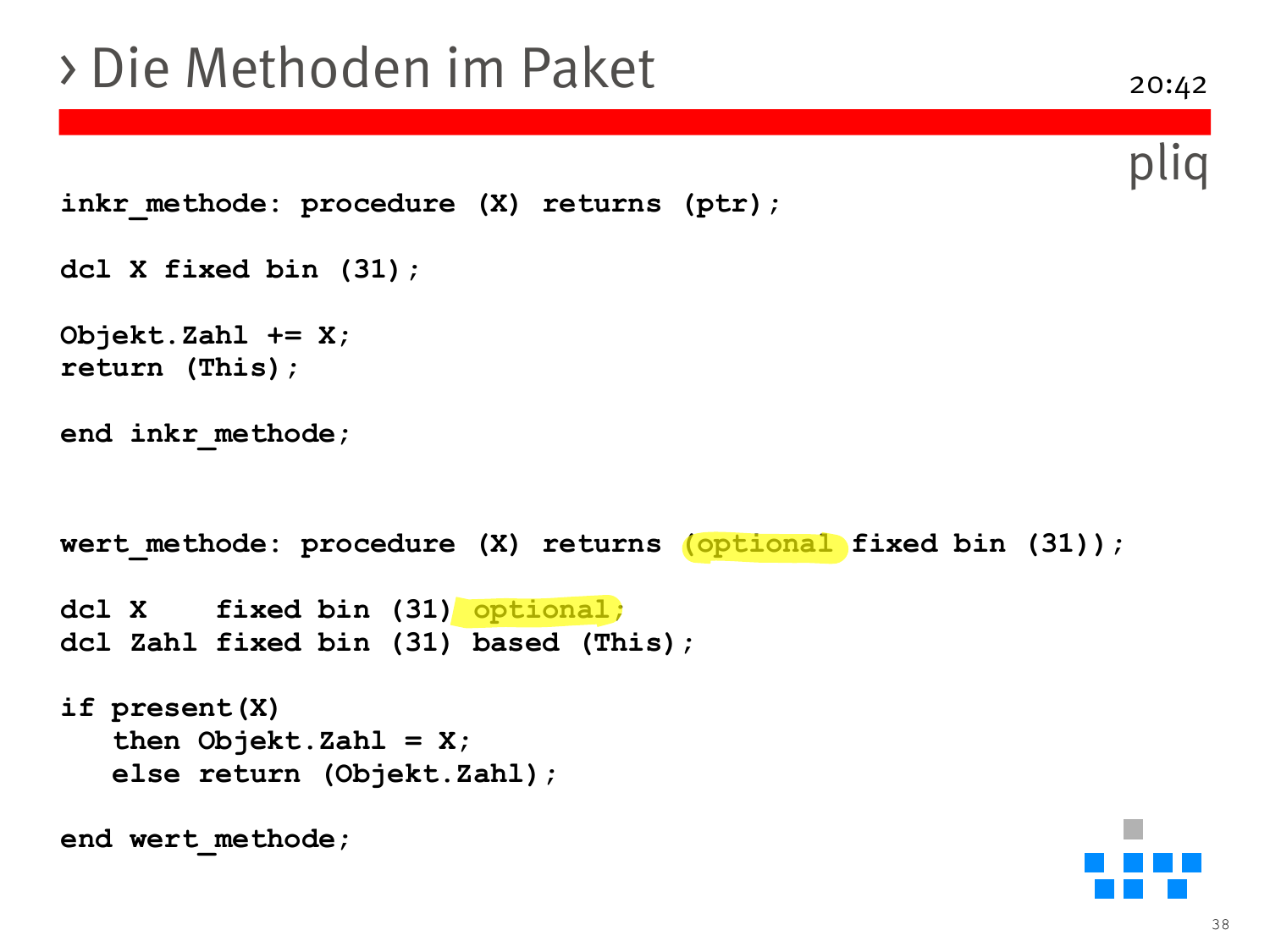# › Die Methoden im Paket

```
inkr_methode: procedure (X) returns (ptr);

dcl X fixed bin (31);

Objekt.Zahl += X;
return (This);

end inkr_methode;


wert_methode: procedure (X) returns (optional fixed bin (31));

dcl X    fixed bin (31) optional;
dcl Zahl fixed bin (31) based (This);

if present(X)
   then Objekt.Zahl = X;
   else return (Objekt.Zahl);

end wert_methode;
```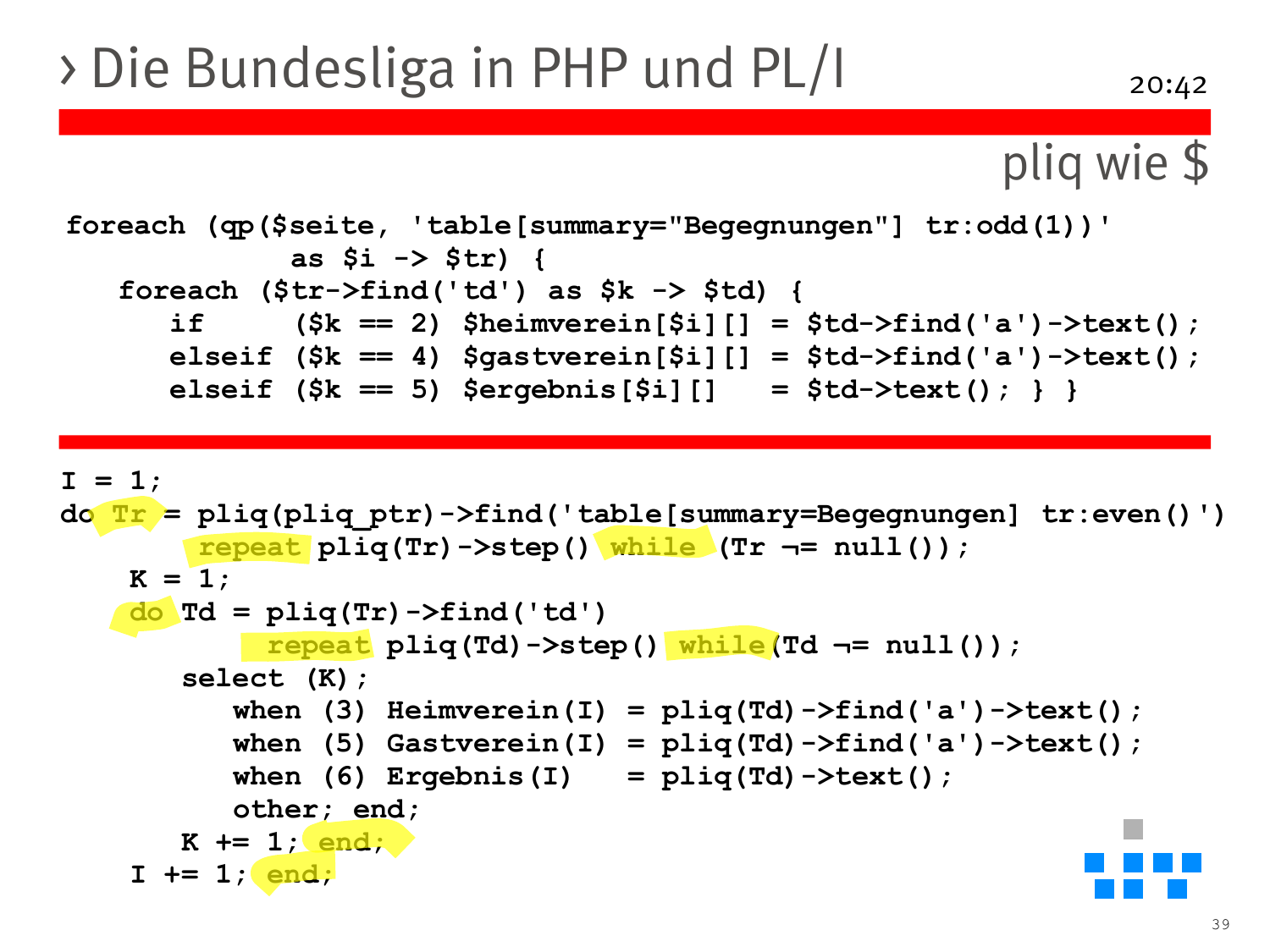# › Die Bundesliga in PHP und PL/I

pliq wie $

```
foreach (qp($seite, 'table[summary="Begegnungen"] tr:odd(1))'
            as $i -> $tr) {
   foreach ($tr->find('td') as $k -> $td) {
      if     ($k == 2) $heimverein[$i][] = $td->find('a')->text();
      elseif ($k == 4) $gastverein[$i][] = $td->find('a')->text();
      elseif ($k == 5) $ergebnis[$i][]   = $td->text(); } }
```

```
I = 1;
do Tr = pliq(pliq_ptr)->find('table[summary=Begegnungen] tr:even()')
      repeat pliq(Tr)->step() while (Tr ¬= null());
   K = 1;
   do Td = pliq(Tr)->find('td')
         repeat pliq(Td)->step() while(Td ¬= null());
      select (K);
         when (3) Heimverein(I) = pliq(Td)->find('a')->text();
         when (5) Gastverein(I) = pliq(Td)->find('a')->text();
         when (6) Ergebnis(I)   = pliq(Td)->text();
         other; end;
      K += 1; end;
   I += 1; end;
```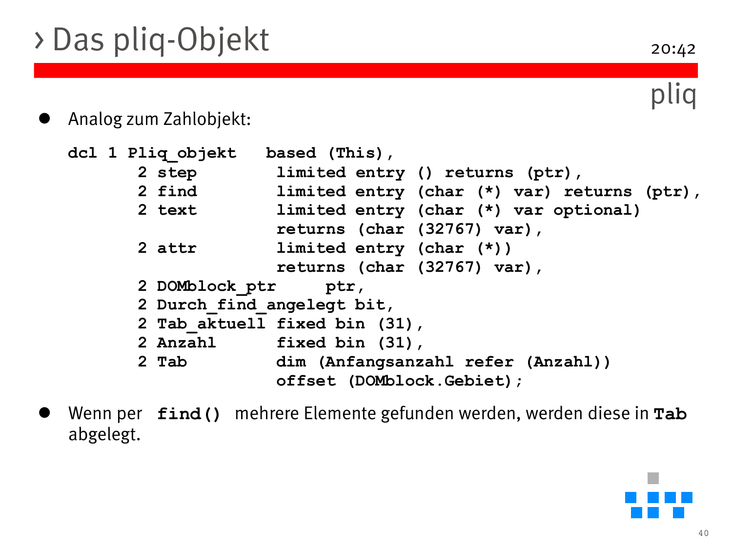# › Das pliq-Objekt

pliq

- Analog zum Zahlobjekt:

```
dcl 1 Pliq_objekt   based (This),
      2 step         limited entry () returns (ptr),
      2 find         limited entry (char (*) var) returns (ptr),
      2 text         limited entry (char (*) var optional)
                     returns (char (32767) var),
      2 attr         limited entry (char (*))
                     returns (char (32767) var),
      2 DOMblock_ptr     ptr,
      2 Durch_find_angelegt bit,
      2 Tab_aktuell fixed bin (31),
      2 Anzahl       fixed bin (31),
      2 Tab          dim (Anfangsanzahl refer (Anzahl))
                     offset (DOMblock.Gebiet);
```

- Wenn per **`find()`** mehrere Elemente gefunden werden, werden diese in **`Tab`** abgelegt.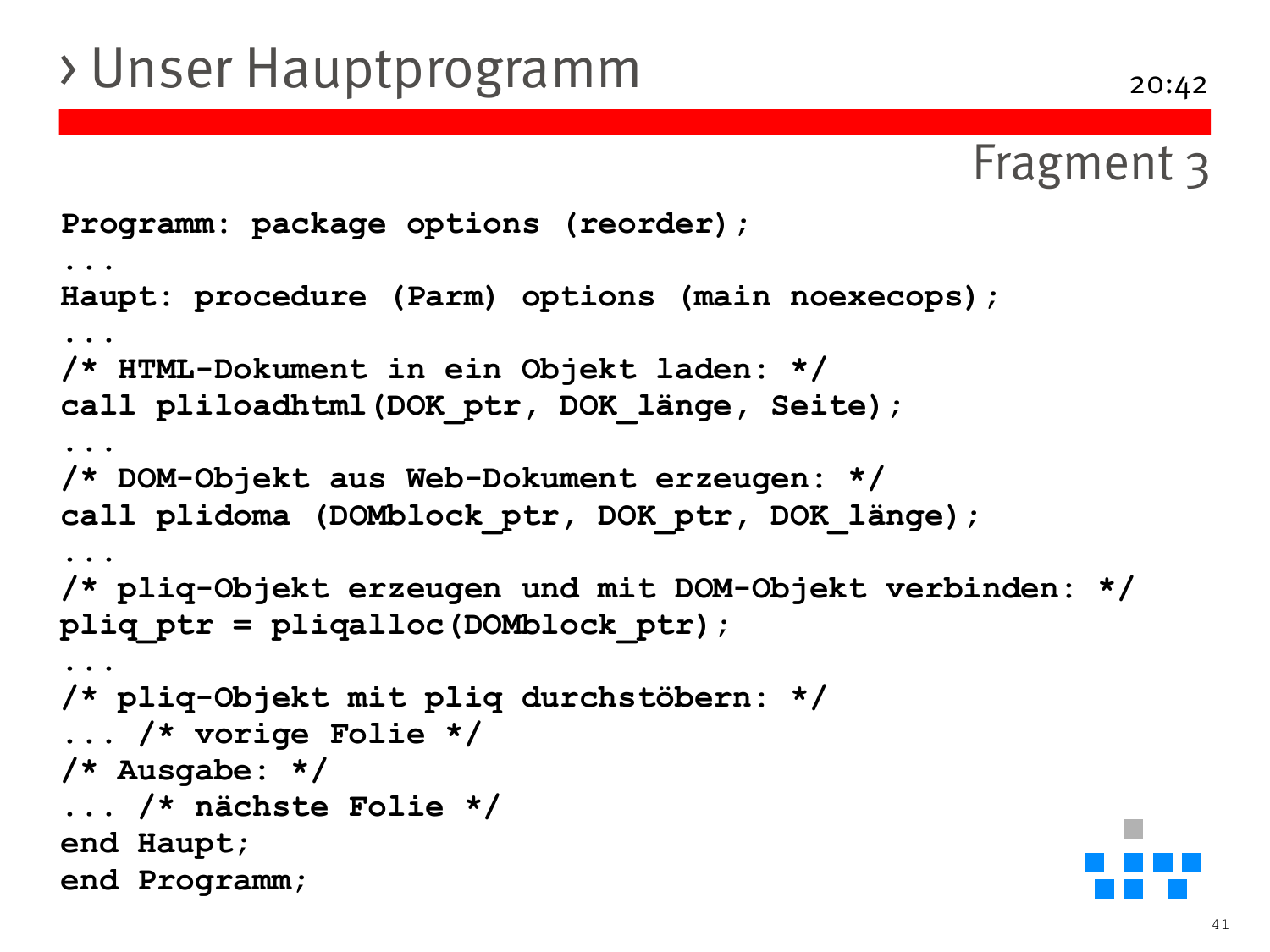# › Unser Hauptprogramm

20:42

Fragment 3

```
Programm: package options (reorder);
...
Haupt: procedure (Parm) options (main noexecops);
...
/* HTML-Dokument in ein Objekt laden: */
call pliloadhtml(DOK_ptr, DOK_länge, Seite);
...
/* DOM-Objekt aus Web-Dokument erzeugen: */
call plidoma (DOMblock_ptr, DOK_ptr, DOK_länge);
...
/* pliq-Objekt erzeugen und mit DOM-Objekt verbinden: */
pliq_ptr = pliqalloc(DOMblock_ptr);
...
/* pliq-Objekt mit pliq durchstöbern: */
... /* vorige Folie */
/* Ausgabe: */
... /* nächste Folie */
end Haupt;
end Programm;
```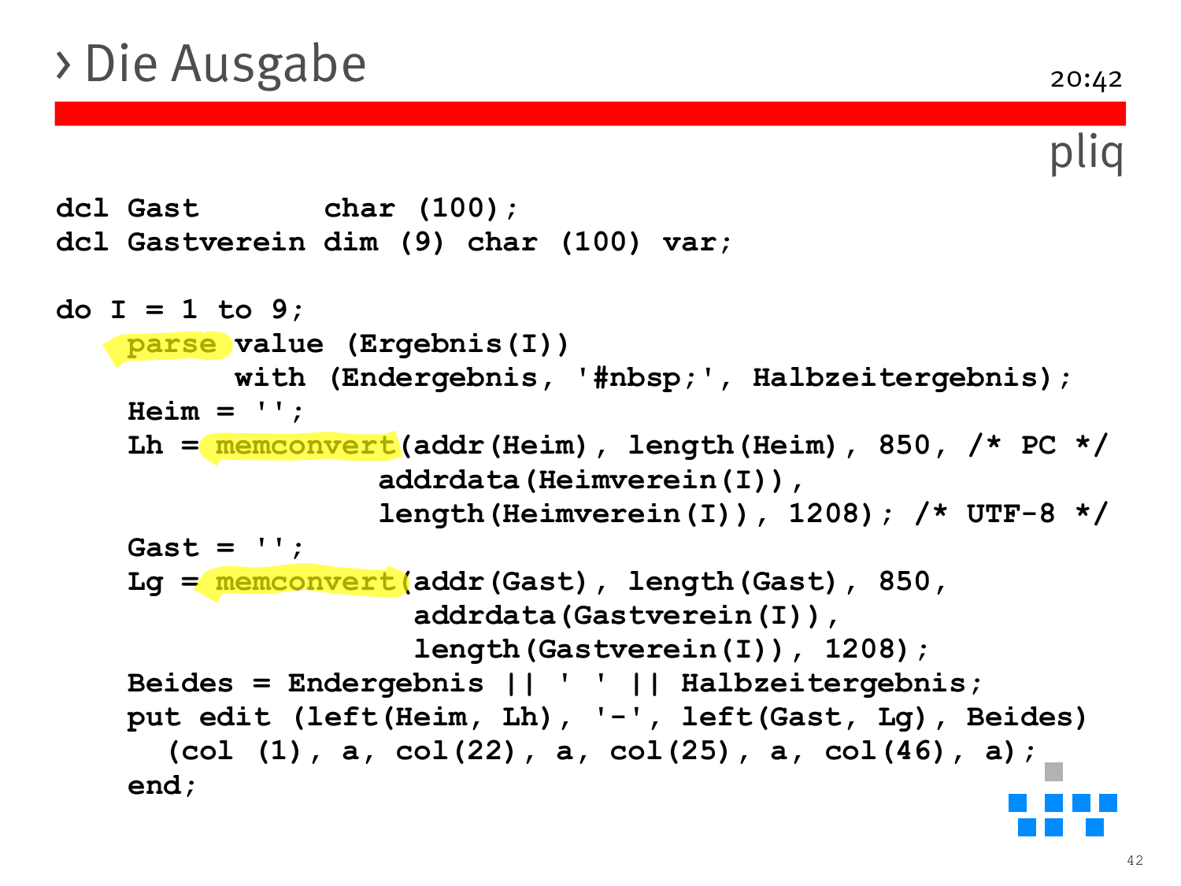# › Die Ausgabe

```
dcl Gast        char (100);
dcl Gastverein dim (9) char (100) var;

do I = 1 to 9;
   parse value (Ergebnis(I))
         with (Endergebnis, '#nbsp;', Halbzeitergebnis);
    Heim = '';
    Lh = memconvert(addr(Heim), length(Heim), 850, /* PC */
                   addrdata(Heimverein(I)),
                   length(Heimverein(I)), 1208); /* UTF-8 */
    Gast = '';
    Lg = memconvert(addr(Gast), length(Gast), 850,
                    addrdata(Gastverein(I)),
                    length(Gastverein(I)), 1208);
    Beides = Endergebnis || ' ' || Halbzeitergebnis;
    put edit (left(Heim, Lh), '-', left(Gast, Lg), Beides)
      (col (1), a, col(22), a, col(25), a, col(46), a);
    end;
```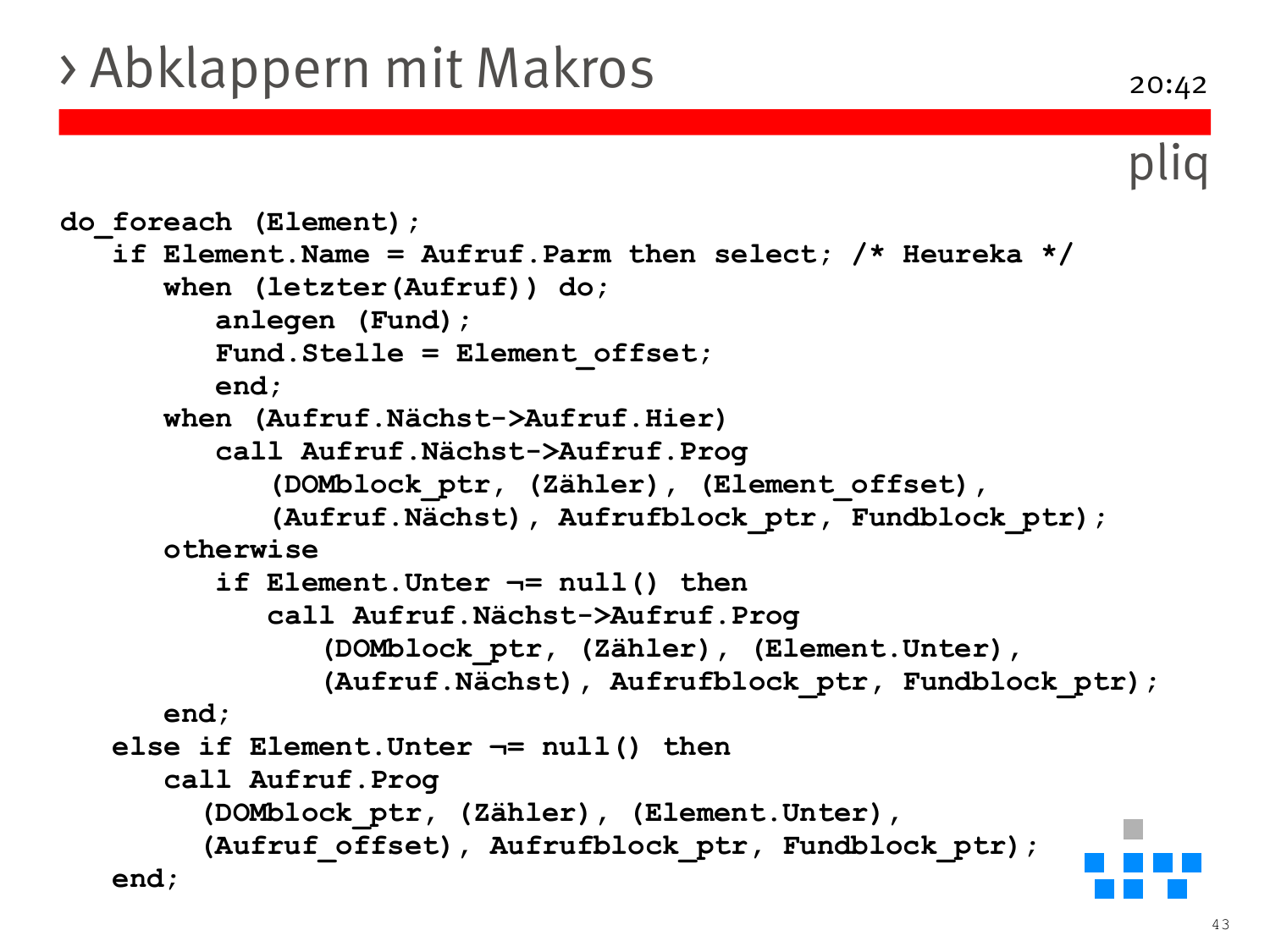# › Abklappern mit Makros

20:42

pliq

```
do_foreach (Element);
   if Element.Name = Aufruf.Parm then select; /* Heureka */
      when (letzter(Aufruf)) do;
         anlegen (Fund);
         Fund.Stelle = Element_offset;
         end;
      when (Aufruf.Nächst->Aufruf.Hier)
         call Aufruf.Nächst->Aufruf.Prog
            (DOMblock_ptr, (Zähler), (Element_offset),
            (Aufruf.Nächst), Aufrufblock_ptr, Fundblock_ptr);
      otherwise
         if Element.Unter ¬= null() then
            call Aufruf.Nächst->Aufruf.Prog
               (DOMblock_ptr, (Zähler), (Element.Unter),
               (Aufruf.Nächst), Aufrufblock_ptr, Fundblock_ptr);
      end;
   else if Element.Unter ¬= null() then
      call Aufruf.Prog
        (DOMblock_ptr, (Zähler), (Element.Unter),
        (Aufruf_offset), Aufrufblock_ptr, Fundblock_ptr);
   end;
```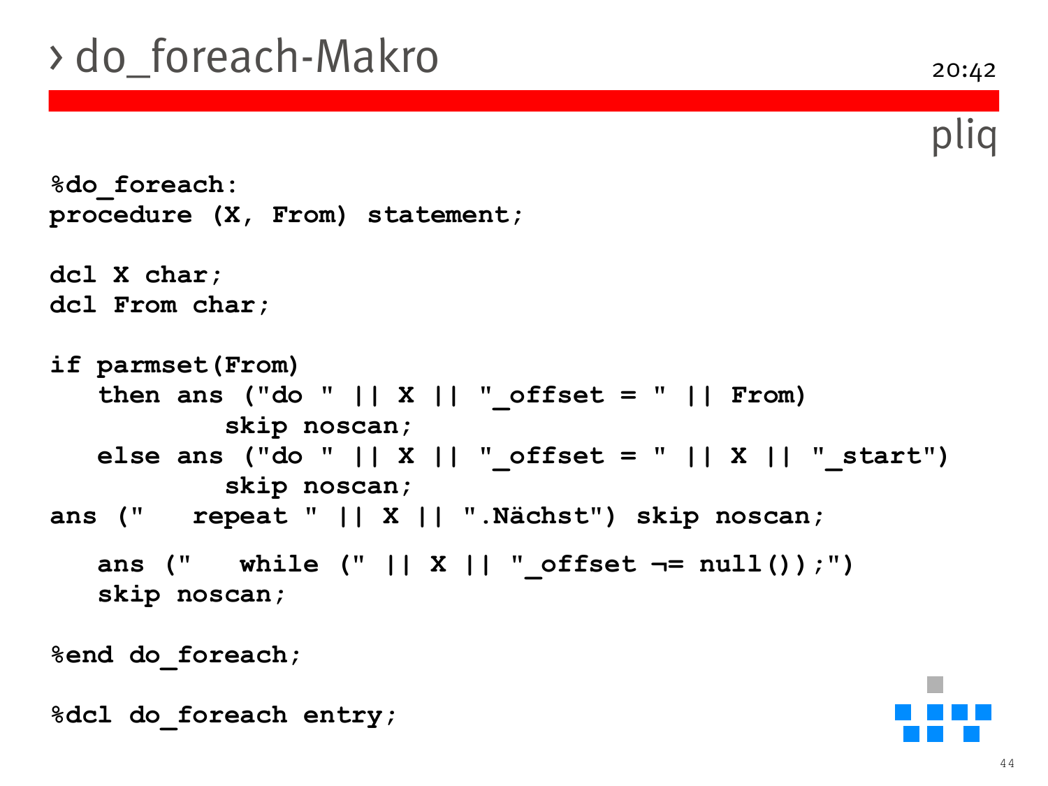# › do_foreach-Makro

```
%do_foreach:
procedure (X, From) statement;

dcl X char;
dcl From char;

if parmset(From)
   then ans ("do " || X || "_offset = " || From)
            skip noscan;
   else ans ("do " || X || "_offset = " || X || "_start")
            skip noscan;
ans ("   repeat " || X || ".Nächst") skip noscan;
   ans ("   while (" || X || "_offset ¬= null());")
   skip noscan;

%end do_foreach;

%dcl do_foreach entry;
```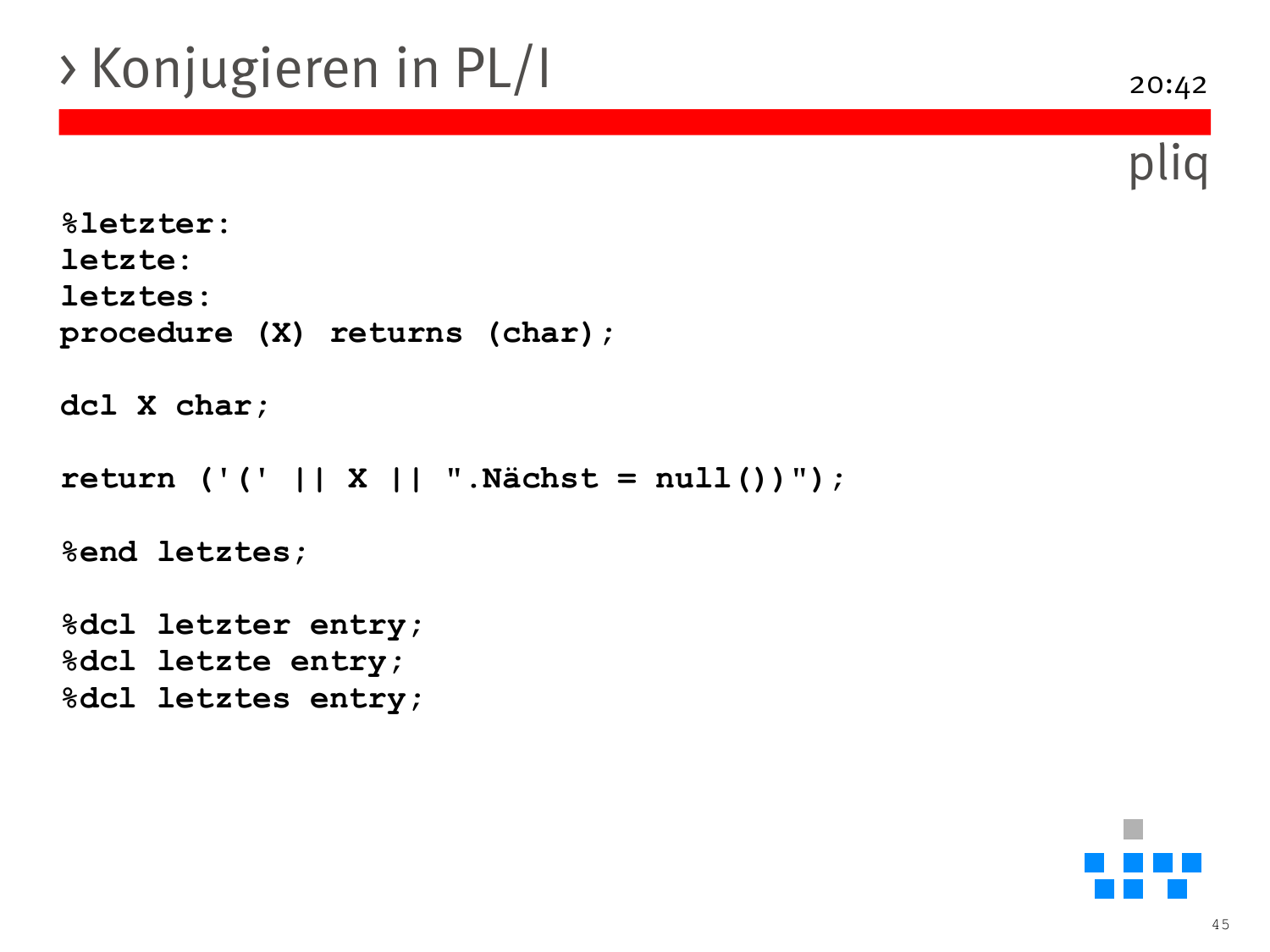# › Konjugieren in PL/I

pliq

```
%letzter:
letzte:
letztes:
procedure (X) returns (char);

dcl X char;

return ('(' || X || ".Nächst = null())");

%end letztes;

%dcl letzter entry;
%dcl letzte entry;
%dcl letztes entry;
```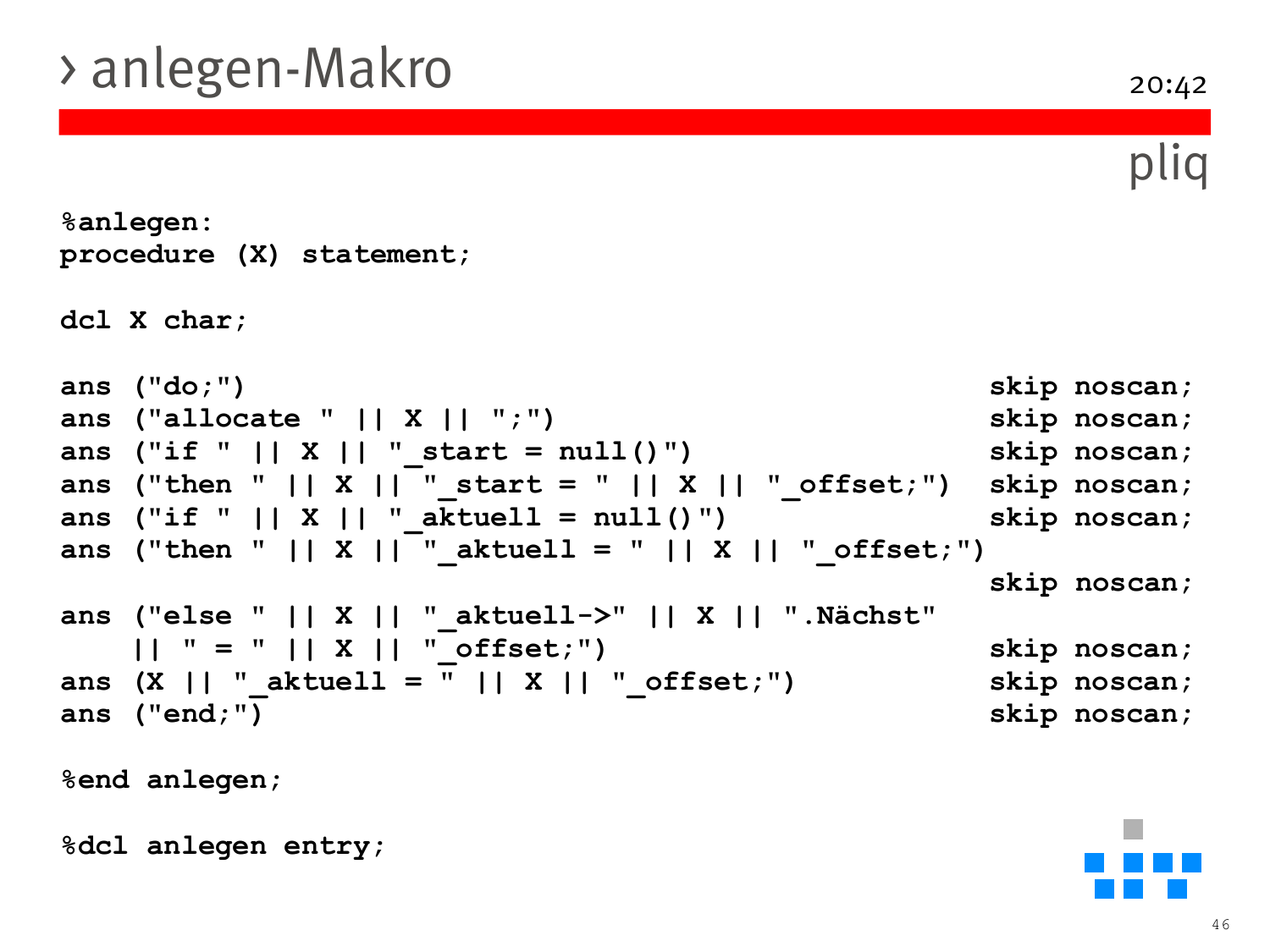# › anlegen-Makro

pliq

```
%anlegen:
procedure (X) statement;

dcl X char;

ans ("do;")                                              skip noscan;
ans ("allocate " || X || ";")                            skip noscan;
ans ("if " || X || "_start = null()")                    skip noscan;
ans ("then " || X || "_start = " || X || "_offset;")    skip noscan;
ans ("if " || X || "_aktuell = null()")                  skip noscan;
ans ("then " || X || "_aktuell = " || X || "_offset;")
                                                         skip noscan;
ans ("else " || X || "_aktuell->" || X || ".Nächst"
    || " = " || X || "_offset;")                         skip noscan;
ans (X || "_aktuell = " || X || "_offset;")             skip noscan;
ans ("end;")                                             skip noscan;

%end anlegen;

%dcl anlegen entry;
```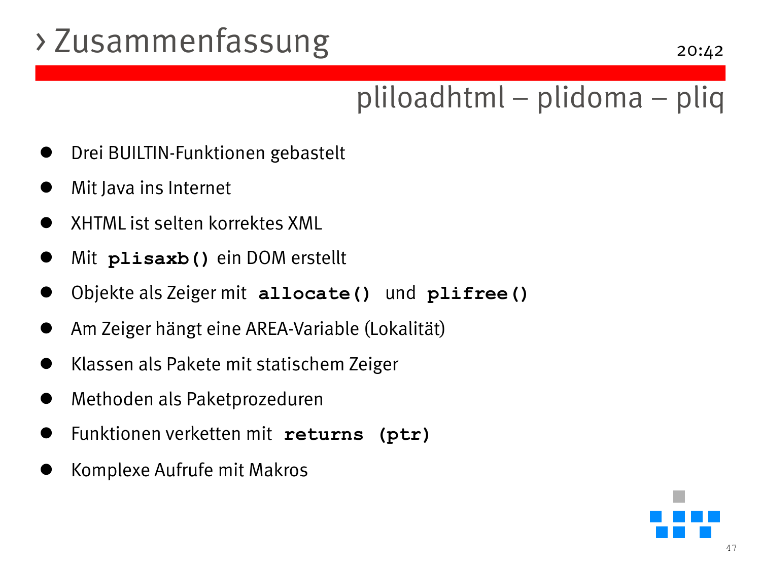# › Zusammenfassung

## pliloadhtml – plidoma – pliq

- Drei BUILTIN-Funktionen gebastelt
- Mit Java ins Internet
- XHTML ist selten korrektes XML
- Mit **`plisaxb()`** ein DOM erstellt
- Objekte als Zeiger mit **`allocate()`** und **`plifree()`**
- Am Zeiger hängt eine AREA-Variable (Lokalität)
- Klassen als Pakete mit statischem Zeiger
- Methoden als Paketprozeduren
- Funktionen verketten mit **`returns (ptr)`**
- Komplexe Aufrufe mit Makros